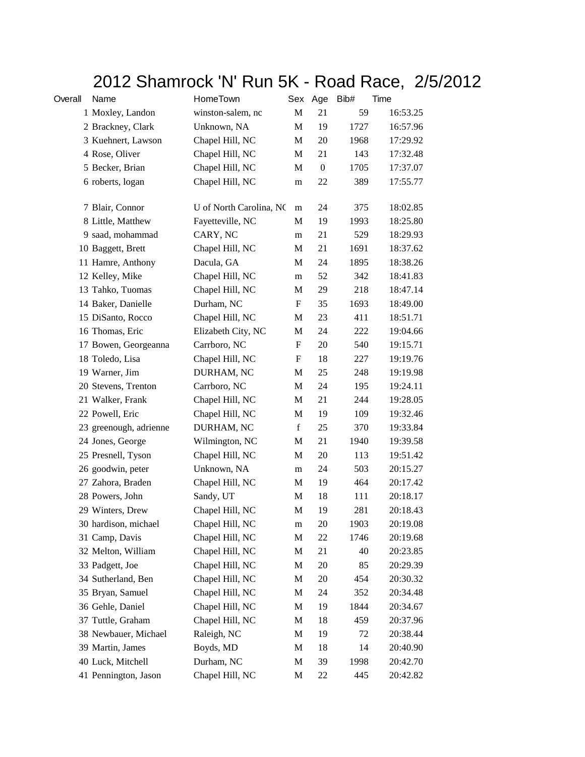# 2012 Shamrock 'N' Run 5K - Road Race, 2/5/2012

| Overall | Name | HomeTown | Sex | Age | Bib# | Time |
|---|---|---|---|---|---|---|
| 1 | Moxley, Landon | winston-salem, nc | M | 21 | 59 | 16:53.25 |
| 2 | Brackney, Clark | Unknown, NA | M | 19 | 1727 | 16:57.96 |
| 3 | Kuehnert, Lawson | Chapel Hill, NC | M | 20 | 1968 | 17:29.92 |
| 4 | Rose, Oliver | Chapel Hill, NC | M | 21 | 143 | 17:32.48 |
| 5 | Becker, Brian | Chapel Hill, NC | M | 0 | 1705 | 17:37.07 |
| 6 | roberts, logan | Chapel Hill, NC | m | 22 | 389 | 17:55.77 |
| 7 | Blair, Connor | U of North Carolina, NC | m | 24 | 375 | 18:02.85 |
| 8 | Little, Matthew | Fayetteville, NC | M | 19 | 1993 | 18:25.80 |
| 9 | saad, mohammad | CARY, NC | m | 21 | 529 | 18:29.93 |
| 10 | Baggett, Brett | Chapel Hill, NC | M | 21 | 1691 | 18:37.62 |
| 11 | Hamre, Anthony | Dacula, GA | M | 24 | 1895 | 18:38.26 |
| 12 | Kelley, Mike | Chapel Hill, NC | m | 52 | 342 | 18:41.83 |
| 13 | Tahko, Tuomas | Chapel Hill, NC | M | 29 | 218 | 18:47.14 |
| 14 | Baker, Danielle | Durham, NC | F | 35 | 1693 | 18:49.00 |
| 15 | DiSanto, Rocco | Chapel Hill, NC | M | 23 | 411 | 18:51.71 |
| 16 | Thomas, Eric | Elizabeth City, NC | M | 24 | 222 | 19:04.66 |
| 17 | Bowen, Georgeanna | Carrboro, NC | F | 20 | 540 | 19:15.71 |
| 18 | Toledo, Lisa | Chapel Hill, NC | F | 18 | 227 | 19:19.76 |
| 19 | Warner, Jim | DURHAM, NC | M | 25 | 248 | 19:19.98 |
| 20 | Stevens, Trenton | Carrboro, NC | M | 24 | 195 | 19:24.11 |
| 21 | Walker, Frank | Chapel Hill, NC | M | 21 | 244 | 19:28.05 |
| 22 | Powell, Eric | Chapel Hill, NC | M | 19 | 109 | 19:32.46 |
| 23 | greenough, adrienne | DURHAM, NC | f | 25 | 370 | 19:33.84 |
| 24 | Jones, George | Wilmington, NC | M | 21 | 1940 | 19:39.58 |
| 25 | Presnell, Tyson | Chapel Hill, NC | M | 20 | 113 | 19:51.42 |
| 26 | goodwin, peter | Unknown, NA | m | 24 | 503 | 20:15.27 |
| 27 | Zahora, Braden | Chapel Hill, NC | M | 19 | 464 | 20:17.42 |
| 28 | Powers, John | Sandy, UT | M | 18 | 111 | 20:18.17 |
| 29 | Winters, Drew | Chapel Hill, NC | M | 19 | 281 | 20:18.43 |
| 30 | hardison, michael | Chapel Hill, NC | m | 20 | 1903 | 20:19.08 |
| 31 | Camp, Davis | Chapel Hill, NC | M | 22 | 1746 | 20:19.68 |
| 32 | Melton, William | Chapel Hill, NC | M | 21 | 40 | 20:23.85 |
| 33 | Padgett, Joe | Chapel Hill, NC | M | 20 | 85 | 20:29.39 |
| 34 | Sutherland, Ben | Chapel Hill, NC | M | 20 | 454 | 20:30.32 |
| 35 | Bryan, Samuel | Chapel Hill, NC | M | 24 | 352 | 20:34.48 |
| 36 | Gehle, Daniel | Chapel Hill, NC | M | 19 | 1844 | 20:34.67 |
| 37 | Tuttle, Graham | Chapel Hill, NC | M | 18 | 459 | 20:37.96 |
| 38 | Newbauer, Michael | Raleigh, NC | M | 19 | 72 | 20:38.44 |
| 39 | Martin, James | Boyds, MD | M | 18 | 14 | 20:40.90 |
| 40 | Luck, Mitchell | Durham, NC | M | 39 | 1998 | 20:42.70 |
| 41 | Pennington, Jason | Chapel Hill, NC | M | 22 | 445 | 20:42.82 |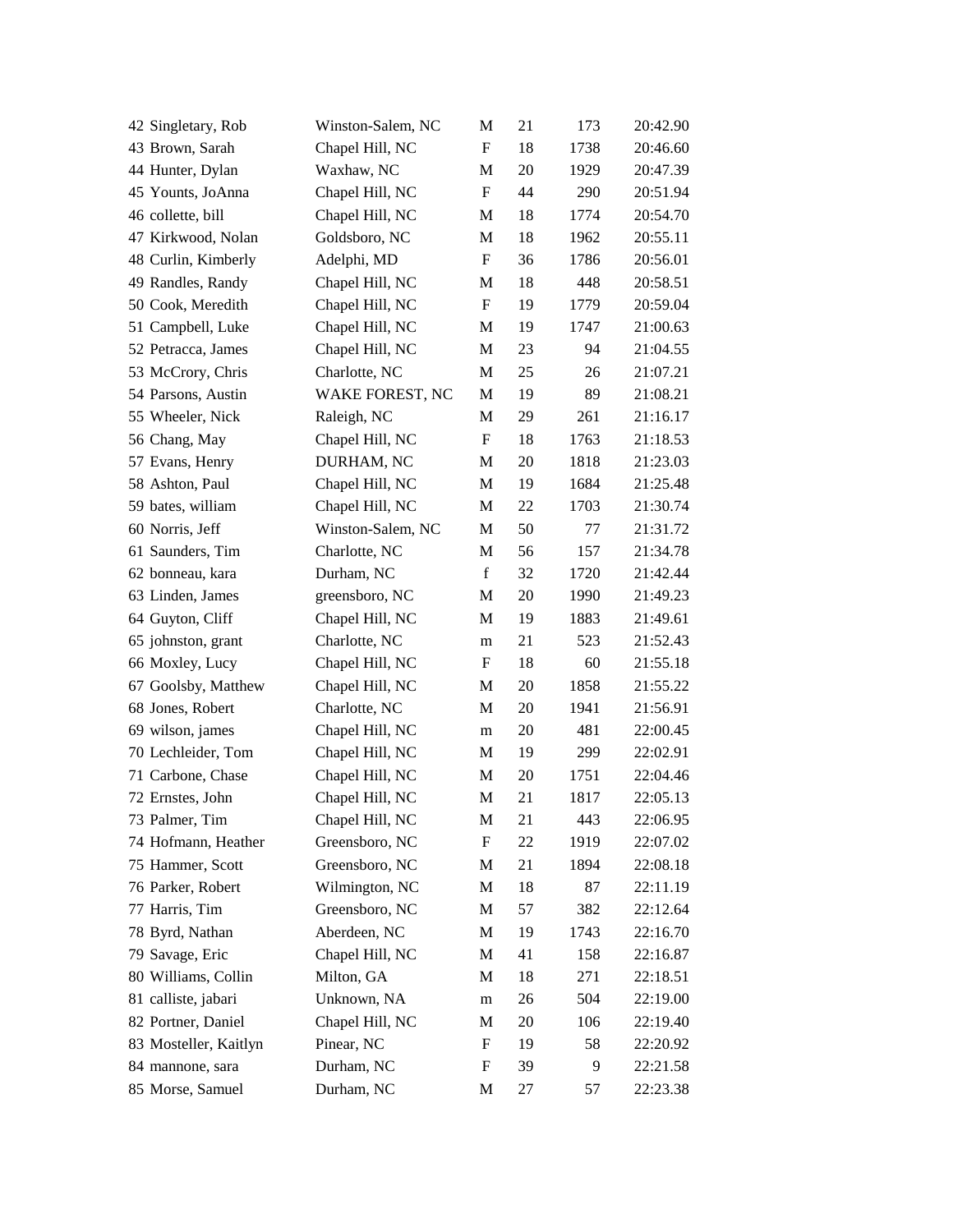| | | | | | | |
|---|---|---|---|---|---|---|
| 42 | Singletary, Rob | Winston-Salem, NC | M | 21 | 173 | 20:42.90 |
| 43 | Brown, Sarah | Chapel Hill, NC | F | 18 | 1738 | 20:46.60 |
| 44 | Hunter, Dylan | Waxhaw, NC | M | 20 | 1929 | 20:47.39 |
| 45 | Younts, JoAnna | Chapel Hill, NC | F | 44 | 290 | 20:51.94 |
| 46 | collette, bill | Chapel Hill, NC | M | 18 | 1774 | 20:54.70 |
| 47 | Kirkwood, Nolan | Goldsboro, NC | M | 18 | 1962 | 20:55.11 |
| 48 | Curlin, Kimberly | Adelphi, MD | F | 36 | 1786 | 20:56.01 |
| 49 | Randles, Randy | Chapel Hill, NC | M | 18 | 448 | 20:58.51 |
| 50 | Cook, Meredith | Chapel Hill, NC | F | 19 | 1779 | 20:59.04 |
| 51 | Campbell, Luke | Chapel Hill, NC | M | 19 | 1747 | 21:00.63 |
| 52 | Petracca, James | Chapel Hill, NC | M | 23 | 94 | 21:04.55 |
| 53 | McCrory, Chris | Charlotte, NC | M | 25 | 26 | 21:07.21 |
| 54 | Parsons, Austin | WAKE FOREST, NC | M | 19 | 89 | 21:08.21 |
| 55 | Wheeler, Nick | Raleigh, NC | M | 29 | 261 | 21:16.17 |
| 56 | Chang, May | Chapel Hill, NC | F | 18 | 1763 | 21:18.53 |
| 57 | Evans, Henry | DURHAM, NC | M | 20 | 1818 | 21:23.03 |
| 58 | Ashton, Paul | Chapel Hill, NC | M | 19 | 1684 | 21:25.48 |
| 59 | bates, william | Chapel Hill, NC | M | 22 | 1703 | 21:30.74 |
| 60 | Norris, Jeff | Winston-Salem, NC | M | 50 | 77 | 21:31.72 |
| 61 | Saunders, Tim | Charlotte, NC | M | 56 | 157 | 21:34.78 |
| 62 | bonneau, kara | Durham, NC | f | 32 | 1720 | 21:42.44 |
| 63 | Linden, James | greensboro, NC | M | 20 | 1990 | 21:49.23 |
| 64 | Guyton, Cliff | Chapel Hill, NC | M | 19 | 1883 | 21:49.61 |
| 65 | johnston, grant | Charlotte, NC | m | 21 | 523 | 21:52.43 |
| 66 | Moxley, Lucy | Chapel Hill, NC | F | 18 | 60 | 21:55.18 |
| 67 | Goolsby, Matthew | Chapel Hill, NC | M | 20 | 1858 | 21:55.22 |
| 68 | Jones, Robert | Charlotte, NC | M | 20 | 1941 | 21:56.91 |
| 69 | wilson, james | Chapel Hill, NC | m | 20 | 481 | 22:00.45 |
| 70 | Lechleider, Tom | Chapel Hill, NC | M | 19 | 299 | 22:02.91 |
| 71 | Carbone, Chase | Chapel Hill, NC | M | 20 | 1751 | 22:04.46 |
| 72 | Ernstes, John | Chapel Hill, NC | M | 21 | 1817 | 22:05.13 |
| 73 | Palmer, Tim | Chapel Hill, NC | M | 21 | 443 | 22:06.95 |
| 74 | Hofmann, Heather | Greensboro, NC | F | 22 | 1919 | 22:07.02 |
| 75 | Hammer, Scott | Greensboro, NC | M | 21 | 1894 | 22:08.18 |
| 76 | Parker, Robert | Wilmington, NC | M | 18 | 87 | 22:11.19 |
| 77 | Harris, Tim | Greensboro, NC | M | 57 | 382 | 22:12.64 |
| 78 | Byrd, Nathan | Aberdeen, NC | M | 19 | 1743 | 22:16.70 |
| 79 | Savage, Eric | Chapel Hill, NC | M | 41 | 158 | 22:16.87 |
| 80 | Williams, Collin | Milton, GA | M | 18 | 271 | 22:18.51 |
| 81 | calliste, jabari | Unknown, NA | m | 26 | 504 | 22:19.00 |
| 82 | Portner, Daniel | Chapel Hill, NC | M | 20 | 106 | 22:19.40 |
| 83 | Mosteller, Kaitlyn | Pinear, NC | F | 19 | 58 | 22:20.92 |
| 84 | mannone, sara | Durham, NC | F | 39 | 9 | 22:21.58 |
| 85 | Morse, Samuel | Durham, NC | M | 27 | 57 | 22:23.38 |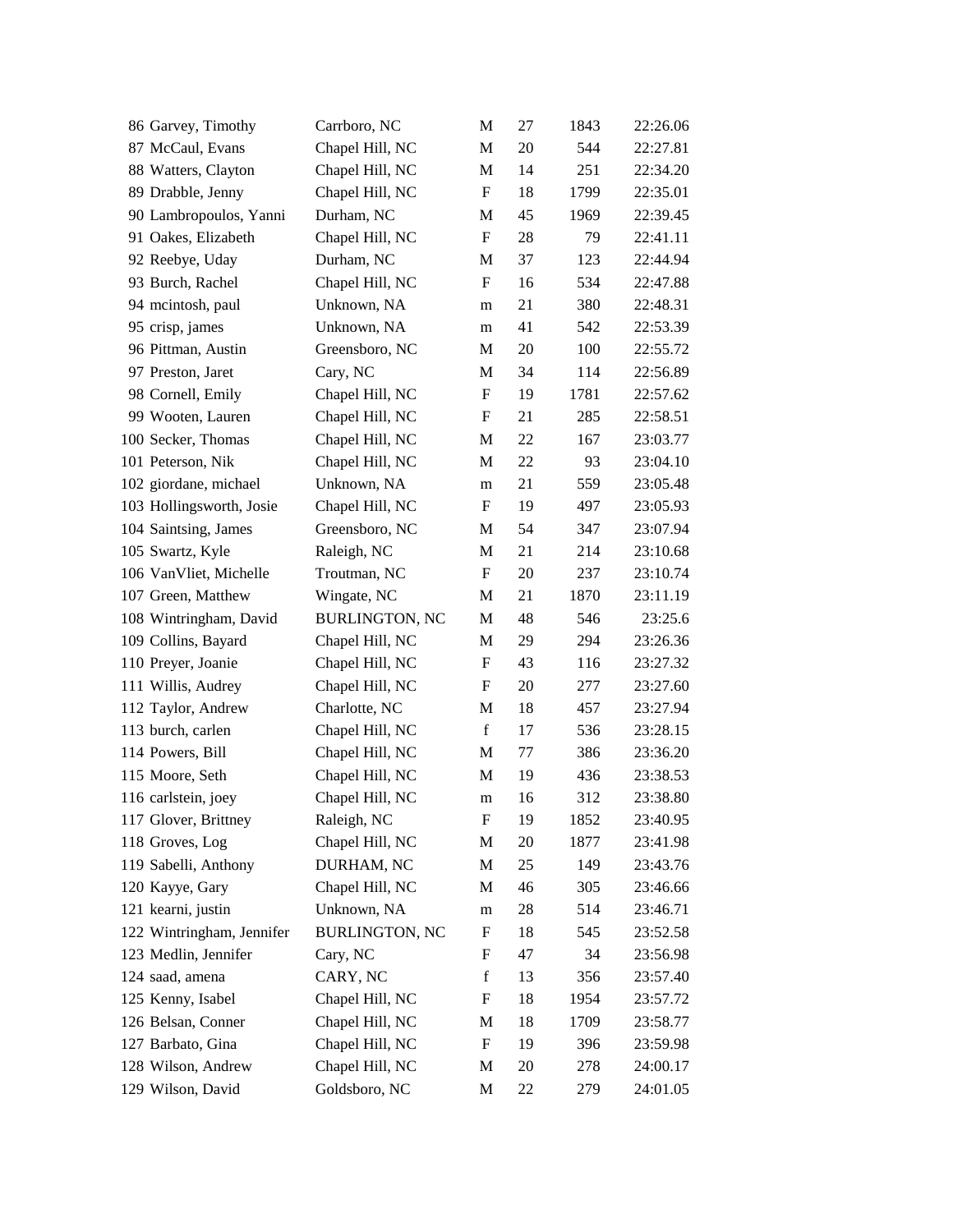| | | | | | |
|---|---|---|---|---|---|
| 86 | Garvey, Timothy | Carrboro, NC | M | 27 | 1843 | 22:26.06 |
| 87 | McCaul, Evans | Chapel Hill, NC | M | 20 | 544 | 22:27.81 |
| 88 | Watters, Clayton | Chapel Hill, NC | M | 14 | 251 | 22:34.20 |
| 89 | Drabble, Jenny | Chapel Hill, NC | F | 18 | 1799 | 22:35.01 |
| 90 | Lambropoulos, Yanni | Durham, NC | M | 45 | 1969 | 22:39.45 |
| 91 | Oakes, Elizabeth | Chapel Hill, NC | F | 28 | 79 | 22:41.11 |
| 92 | Reebye, Uday | Durham, NC | M | 37 | 123 | 22:44.94 |
| 93 | Burch, Rachel | Chapel Hill, NC | F | 16 | 534 | 22:47.88 |
| 94 | mcintosh, paul | Unknown, NA | m | 21 | 380 | 22:48.31 |
| 95 | crisp, james | Unknown, NA | m | 41 | 542 | 22:53.39 |
| 96 | Pittman, Austin | Greensboro, NC | M | 20 | 100 | 22:55.72 |
| 97 | Preston, Jaret | Cary, NC | M | 34 | 114 | 22:56.89 |
| 98 | Cornell, Emily | Chapel Hill, NC | F | 19 | 1781 | 22:57.62 |
| 99 | Wooten, Lauren | Chapel Hill, NC | F | 21 | 285 | 22:58.51 |
| 100 | Secker, Thomas | Chapel Hill, NC | M | 22 | 167 | 23:03.77 |
| 101 | Peterson, Nik | Chapel Hill, NC | M | 22 | 93 | 23:04.10 |
| 102 | giordane, michael | Unknown, NA | m | 21 | 559 | 23:05.48 |
| 103 | Hollingsworth, Josie | Chapel Hill, NC | F | 19 | 497 | 23:05.93 |
| 104 | Saintsing, James | Greensboro, NC | M | 54 | 347 | 23:07.94 |
| 105 | Swartz, Kyle | Raleigh, NC | M | 21 | 214 | 23:10.68 |
| 106 | VanVliet, Michelle | Troutman, NC | F | 20 | 237 | 23:10.74 |
| 107 | Green, Matthew | Wingate, NC | M | 21 | 1870 | 23:11.19 |
| 108 | Wintringham, David | BURLINGTON, NC | M | 48 | 546 | 23:25.6 |
| 109 | Collins, Bayard | Chapel Hill, NC | M | 29 | 294 | 23:26.36 |
| 110 | Preyer, Joanie | Chapel Hill, NC | F | 43 | 116 | 23:27.32 |
| 111 | Willis, Audrey | Chapel Hill, NC | F | 20 | 277 | 23:27.60 |
| 112 | Taylor, Andrew | Charlotte, NC | M | 18 | 457 | 23:27.94 |
| 113 | burch, carlen | Chapel Hill, NC | f | 17 | 536 | 23:28.15 |
| 114 | Powers, Bill | Chapel Hill, NC | M | 77 | 386 | 23:36.20 |
| 115 | Moore, Seth | Chapel Hill, NC | M | 19 | 436 | 23:38.53 |
| 116 | carlstein, joey | Chapel Hill, NC | m | 16 | 312 | 23:38.80 |
| 117 | Glover, Brittney | Raleigh, NC | F | 19 | 1852 | 23:40.95 |
| 118 | Groves, Log | Chapel Hill, NC | M | 20 | 1877 | 23:41.98 |
| 119 | Sabelli, Anthony | DURHAM, NC | M | 25 | 149 | 23:43.76 |
| 120 | Kayye, Gary | Chapel Hill, NC | M | 46 | 305 | 23:46.66 |
| 121 | kearni, justin | Unknown, NA | m | 28 | 514 | 23:46.71 |
| 122 | Wintringham, Jennifer | BURLINGTON, NC | F | 18 | 545 | 23:52.58 |
| 123 | Medlin, Jennifer | Cary, NC | F | 47 | 34 | 23:56.98 |
| 124 | saad, amena | CARY, NC | f | 13 | 356 | 23:57.40 |
| 125 | Kenny, Isabel | Chapel Hill, NC | F | 18 | 1954 | 23:57.72 |
| 126 | Belsan, Conner | Chapel Hill, NC | M | 18 | 1709 | 23:58.77 |
| 127 | Barbato, Gina | Chapel Hill, NC | F | 19 | 396 | 23:59.98 |
| 128 | Wilson, Andrew | Chapel Hill, NC | M | 20 | 278 | 24:00.17 |
| 129 | Wilson, David | Goldsboro, NC | M | 22 | 279 | 24:01.05 |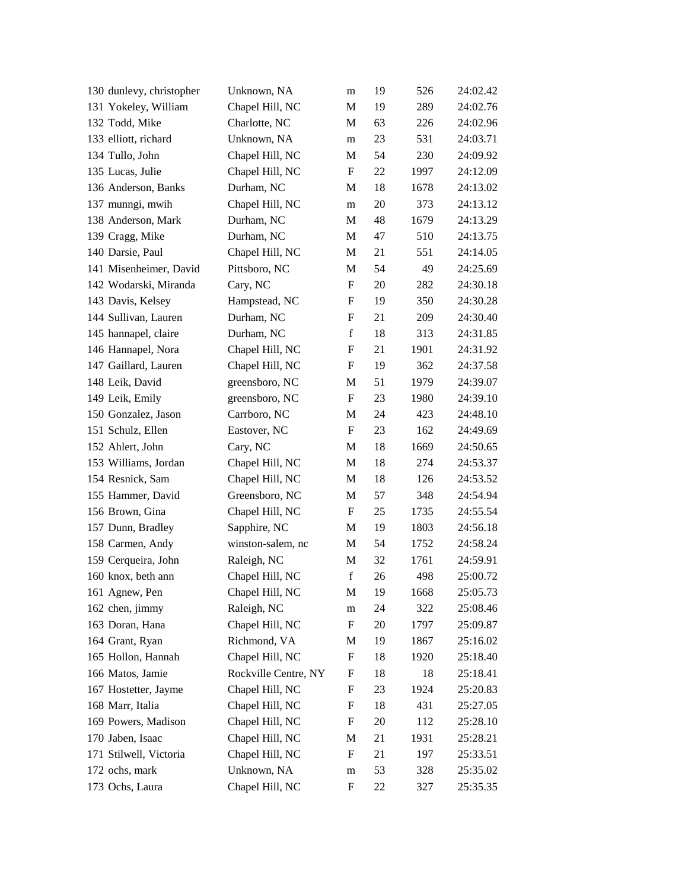| | | | | | | |
|---|---|---|---|---|---|---|
| 130 | dunlevy, christopher | Unknown, NA | m | 19 | 526 | 24:02.42 |
| 131 | Yokeley, William | Chapel Hill, NC | M | 19 | 289 | 24:02.76 |
| 132 | Todd, Mike | Charlotte, NC | M | 63 | 226 | 24:02.96 |
| 133 | elliott, richard | Unknown, NA | m | 23 | 531 | 24:03.71 |
| 134 | Tullo, John | Chapel Hill, NC | M | 54 | 230 | 24:09.92 |
| 135 | Lucas, Julie | Chapel Hill, NC | F | 22 | 1997 | 24:12.09 |
| 136 | Anderson, Banks | Durham, NC | M | 18 | 1678 | 24:13.02 |
| 137 | munngi, mwih | Chapel Hill, NC | m | 20 | 373 | 24:13.12 |
| 138 | Anderson, Mark | Durham, NC | M | 48 | 1679 | 24:13.29 |
| 139 | Cragg, Mike | Durham, NC | M | 47 | 510 | 24:13.75 |
| 140 | Darsie, Paul | Chapel Hill, NC | M | 21 | 551 | 24:14.05 |
| 141 | Misenheimer, David | Pittsboro, NC | M | 54 | 49 | 24:25.69 |
| 142 | Wodarski, Miranda | Cary, NC | F | 20 | 282 | 24:30.18 |
| 143 | Davis, Kelsey | Hampstead, NC | F | 19 | 350 | 24:30.28 |
| 144 | Sullivan, Lauren | Durham, NC | F | 21 | 209 | 24:30.40 |
| 145 | hannapel, claire | Durham, NC | f | 18 | 313 | 24:31.85 |
| 146 | Hannapel, Nora | Chapel Hill, NC | F | 21 | 1901 | 24:31.92 |
| 147 | Gaillard, Lauren | Chapel Hill, NC | F | 19 | 362 | 24:37.58 |
| 148 | Leik, David | greensboro, NC | M | 51 | 1979 | 24:39.07 |
| 149 | Leik, Emily | greensboro, NC | F | 23 | 1980 | 24:39.10 |
| 150 | Gonzalez, Jason | Carrboro, NC | M | 24 | 423 | 24:48.10 |
| 151 | Schulz, Ellen | Eastover, NC | F | 23 | 162 | 24:49.69 |
| 152 | Ahlert, John | Cary, NC | M | 18 | 1669 | 24:50.65 |
| 153 | Williams, Jordan | Chapel Hill, NC | M | 18 | 274 | 24:53.37 |
| 154 | Resnick, Sam | Chapel Hill, NC | M | 18 | 126 | 24:53.52 |
| 155 | Hammer, David | Greensboro, NC | M | 57 | 348 | 24:54.94 |
| 156 | Brown, Gina | Chapel Hill, NC | F | 25 | 1735 | 24:55.54 |
| 157 | Dunn, Bradley | Sapphire, NC | M | 19 | 1803 | 24:56.18 |
| 158 | Carmen, Andy | winston-salem, nc | M | 54 | 1752 | 24:58.24 |
| 159 | Cerqueira, John | Raleigh, NC | M | 32 | 1761 | 24:59.91 |
| 160 | knox, beth ann | Chapel Hill, NC | f | 26 | 498 | 25:00.72 |
| 161 | Agnew, Pen | Chapel Hill, NC | M | 19 | 1668 | 25:05.73 |
| 162 | chen, jimmy | Raleigh, NC | m | 24 | 322 | 25:08.46 |
| 163 | Doran, Hana | Chapel Hill, NC | F | 20 | 1797 | 25:09.87 |
| 164 | Grant, Ryan | Richmond, VA | M | 19 | 1867 | 25:16.02 |
| 165 | Hollon, Hannah | Chapel Hill, NC | F | 18 | 1920 | 25:18.40 |
| 166 | Matos, Jamie | Rockville Centre, NY | F | 18 | 18 | 25:18.41 |
| 167 | Hostetter, Jayme | Chapel Hill, NC | F | 23 | 1924 | 25:20.83 |
| 168 | Marr, Italia | Chapel Hill, NC | F | 18 | 431 | 25:27.05 |
| 169 | Powers, Madison | Chapel Hill, NC | F | 20 | 112 | 25:28.10 |
| 170 | Jaben, Isaac | Chapel Hill, NC | M | 21 | 1931 | 25:28.21 |
| 171 | Stilwell, Victoria | Chapel Hill, NC | F | 21 | 197 | 25:33.51 |
| 172 | ochs, mark | Unknown, NA | m | 53 | 328 | 25:35.02 |
| 173 | Ochs, Laura | Chapel Hill, NC | F | 22 | 327 | 25:35.35 |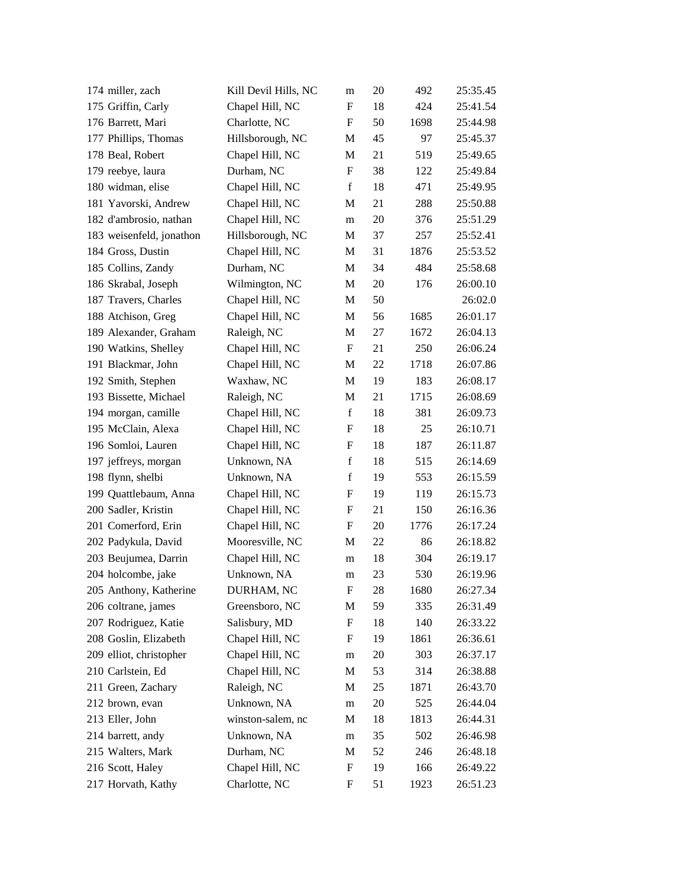| | | | | | | |
|---|---|---|---|---|---|---|
| 174 | miller, zach | Kill Devil Hills, NC | m | 20 | 492 | 25:35.45 |
| 175 | Griffin, Carly | Chapel Hill, NC | F | 18 | 424 | 25:41.54 |
| 176 | Barrett, Mari | Charlotte, NC | F | 50 | 1698 | 25:44.98 |
| 177 | Phillips, Thomas | Hillsborough, NC | M | 45 | 97 | 25:45.37 |
| 178 | Beal, Robert | Chapel Hill, NC | M | 21 | 519 | 25:49.65 |
| 179 | reebye, laura | Durham, NC | F | 38 | 122 | 25:49.84 |
| 180 | widman, elise | Chapel Hill, NC | f | 18 | 471 | 25:49.95 |
| 181 | Yavorski, Andrew | Chapel Hill, NC | M | 21 | 288 | 25:50.88 |
| 182 | d'ambrosio, nathan | Chapel Hill, NC | m | 20 | 376 | 25:51.29 |
| 183 | weisenfeld, jonathon | Hillsborough, NC | M | 37 | 257 | 25:52.41 |
| 184 | Gross, Dustin | Chapel Hill, NC | M | 31 | 1876 | 25:53.52 |
| 185 | Collins, Zandy | Durham, NC | M | 34 | 484 | 25:58.68 |
| 186 | Skrabal, Joseph | Wilmington, NC | M | 20 | 176 | 26:00.10 |
| 187 | Travers, Charles | Chapel Hill, NC | M | 50 | | 26:02.0 |
| 188 | Atchison, Greg | Chapel Hill, NC | M | 56 | 1685 | 26:01.17 |
| 189 | Alexander, Graham | Raleigh, NC | M | 27 | 1672 | 26:04.13 |
| 190 | Watkins, Shelley | Chapel Hill, NC | F | 21 | 250 | 26:06.24 |
| 191 | Blackmar, John | Chapel Hill, NC | M | 22 | 1718 | 26:07.86 |
| 192 | Smith, Stephen | Waxhaw, NC | M | 19 | 183 | 26:08.17 |
| 193 | Bissette, Michael | Raleigh, NC | M | 21 | 1715 | 26:08.69 |
| 194 | morgan, camille | Chapel Hill, NC | f | 18 | 381 | 26:09.73 |
| 195 | McClain, Alexa | Chapel Hill, NC | F | 18 | 25 | 26:10.71 |
| 196 | Somloi, Lauren | Chapel Hill, NC | F | 18 | 187 | 26:11.87 |
| 197 | jeffreys, morgan | Unknown, NA | f | 18 | 515 | 26:14.69 |
| 198 | flynn, shelbi | Unknown, NA | f | 19 | 553 | 26:15.59 |
| 199 | Quattlebaum, Anna | Chapel Hill, NC | F | 19 | 119 | 26:15.73 |
| 200 | Sadler, Kristin | Chapel Hill, NC | F | 21 | 150 | 26:16.36 |
| 201 | Comerford, Erin | Chapel Hill, NC | F | 20 | 1776 | 26:17.24 |
| 202 | Padykula, David | Mooresville, NC | M | 22 | 86 | 26:18.82 |
| 203 | Beujumea, Darrin | Chapel Hill, NC | m | 18 | 304 | 26:19.17 |
| 204 | holcombe, jake | Unknown, NA | m | 23 | 530 | 26:19.96 |
| 205 | Anthony, Katherine | DURHAM, NC | F | 28 | 1680 | 26:27.34 |
| 206 | coltrane, james | Greensboro, NC | M | 59 | 335 | 26:31.49 |
| 207 | Rodriguez, Katie | Salisbury, MD | F | 18 | 140 | 26:33.22 |
| 208 | Goslin, Elizabeth | Chapel Hill, NC | F | 19 | 1861 | 26:36.61 |
| 209 | elliot, christopher | Chapel Hill, NC | m | 20 | 303 | 26:37.17 |
| 210 | Carlstein, Ed | Chapel Hill, NC | M | 53 | 314 | 26:38.88 |
| 211 | Green, Zachary | Raleigh, NC | M | 25 | 1871 | 26:43.70 |
| 212 | brown, evan | Unknown, NA | m | 20 | 525 | 26:44.04 |
| 213 | Eller, John | winston-salem, nc | M | 18 | 1813 | 26:44.31 |
| 214 | barrett, andy | Unknown, NA | m | 35 | 502 | 26:46.98 |
| 215 | Walters, Mark | Durham, NC | M | 52 | 246 | 26:48.18 |
| 216 | Scott, Haley | Chapel Hill, NC | F | 19 | 166 | 26:49.22 |
| 217 | Horvath, Kathy | Charlotte, NC | F | 51 | 1923 | 26:51.23 |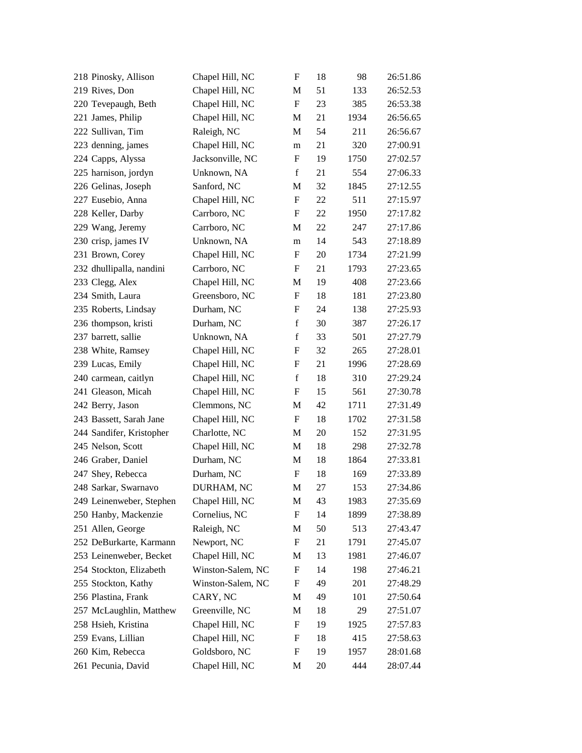| | | | | | | |
|---|---|---|---|---|---|---|
| 218 | Pinosky, Allison | Chapel Hill, NC | F | 18 | 98 | 26:51.86 |
| 219 | Rives, Don | Chapel Hill, NC | M | 51 | 133 | 26:52.53 |
| 220 | Tevepaugh, Beth | Chapel Hill, NC | F | 23 | 385 | 26:53.38 |
| 221 | James, Philip | Chapel Hill, NC | M | 21 | 1934 | 26:56.65 |
| 222 | Sullivan, Tim | Raleigh, NC | M | 54 | 211 | 26:56.67 |
| 223 | denning, james | Chapel Hill, NC | m | 21 | 320 | 27:00.91 |
| 224 | Capps, Alyssa | Jacksonville, NC | F | 19 | 1750 | 27:02.57 |
| 225 | harnison, jordyn | Unknown, NA | f | 21 | 554 | 27:06.33 |
| 226 | Gelinas, Joseph | Sanford, NC | M | 32 | 1845 | 27:12.55 |
| 227 | Eusebio, Anna | Chapel Hill, NC | F | 22 | 511 | 27:15.97 |
| 228 | Keller, Darby | Carrboro, NC | F | 22 | 1950 | 27:17.82 |
| 229 | Wang, Jeremy | Carrboro, NC | M | 22 | 247 | 27:17.86 |
| 230 | crisp, james IV | Unknown, NA | m | 14 | 543 | 27:18.89 |
| 231 | Brown, Corey | Chapel Hill, NC | F | 20 | 1734 | 27:21.99 |
| 232 | dhullipalla, nandini | Carrboro, NC | F | 21 | 1793 | 27:23.65 |
| 233 | Clegg, Alex | Chapel Hill, NC | M | 19 | 408 | 27:23.66 |
| 234 | Smith, Laura | Greensboro, NC | F | 18 | 181 | 27:23.80 |
| 235 | Roberts, Lindsay | Durham, NC | F | 24 | 138 | 27:25.93 |
| 236 | thompson, kristi | Durham, NC | f | 30 | 387 | 27:26.17 |
| 237 | barrett, sallie | Unknown, NA | f | 33 | 501 | 27:27.79 |
| 238 | White, Ramsey | Chapel Hill, NC | F | 32 | 265 | 27:28.01 |
| 239 | Lucas, Emily | Chapel Hill, NC | F | 21 | 1996 | 27:28.69 |
| 240 | carmean, caitlyn | Chapel Hill, NC | f | 18 | 310 | 27:29.24 |
| 241 | Gleason, Micah | Chapel Hill, NC | F | 15 | 561 | 27:30.78 |
| 242 | Berry, Jason | Clemmons, NC | M | 42 | 1711 | 27:31.49 |
| 243 | Bassett, Sarah Jane | Chapel Hill, NC | F | 18 | 1702 | 27:31.58 |
| 244 | Sandifer, Kristopher | Charlotte, NC | M | 20 | 152 | 27:31.95 |
| 245 | Nelson, Scott | Chapel Hill, NC | M | 18 | 298 | 27:32.78 |
| 246 | Graber, Daniel | Durham, NC | M | 18 | 1864 | 27:33.81 |
| 247 | Shey, Rebecca | Durham, NC | F | 18 | 169 | 27:33.89 |
| 248 | Sarkar, Swarnavo | DURHAM, NC | M | 27 | 153 | 27:34.86 |
| 249 | Leinenweber, Stephen | Chapel Hill, NC | M | 43 | 1983 | 27:35.69 |
| 250 | Hanby, Mackenzie | Cornelius, NC | F | 14 | 1899 | 27:38.89 |
| 251 | Allen, George | Raleigh, NC | M | 50 | 513 | 27:43.47 |
| 252 | DeBurkarte, Karmann | Newport, NC | F | 21 | 1791 | 27:45.07 |
| 253 | Leinenweber, Becket | Chapel Hill, NC | M | 13 | 1981 | 27:46.07 |
| 254 | Stockton, Elizabeth | Winston-Salem, NC | F | 14 | 198 | 27:46.21 |
| 255 | Stockton, Kathy | Winston-Salem, NC | F | 49 | 201 | 27:48.29 |
| 256 | Plastina, Frank | CARY, NC | M | 49 | 101 | 27:50.64 |
| 257 | McLaughlin, Matthew | Greenville, NC | M | 18 | 29 | 27:51.07 |
| 258 | Hsieh, Kristina | Chapel Hill, NC | F | 19 | 1925 | 27:57.83 |
| 259 | Evans, Lillian | Chapel Hill, NC | F | 18 | 415 | 27:58.63 |
| 260 | Kim, Rebecca | Goldsboro, NC | F | 19 | 1957 | 28:01.68 |
| 261 | Pecunia, David | Chapel Hill, NC | M | 20 | 444 | 28:07.44 |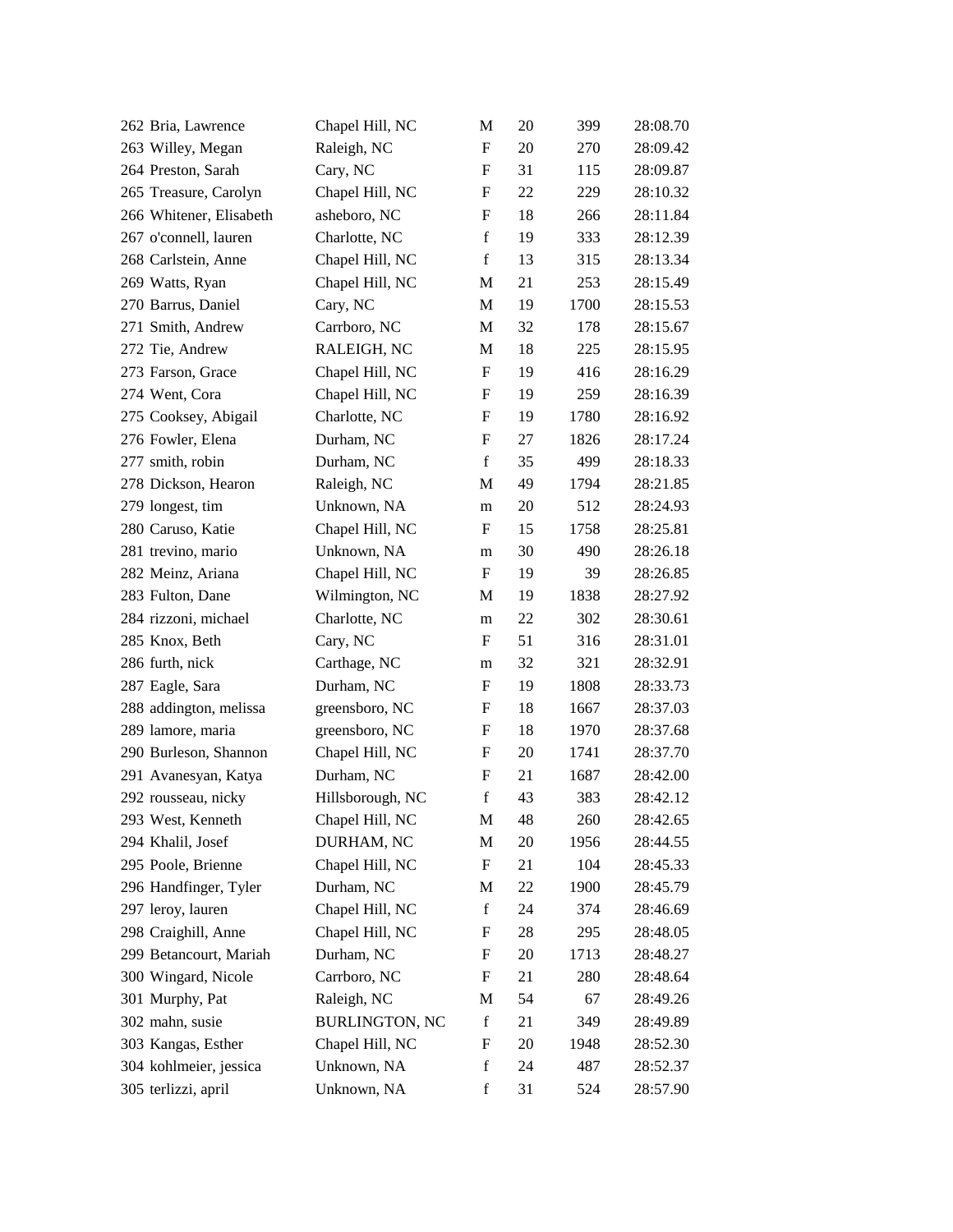| | | | | | | |
|---|---|---|---|---|---|---|
| 262 | Bria, Lawrence | Chapel Hill, NC | M | 20 | 399 | 28:08.70 |
| 263 | Willey, Megan | Raleigh, NC | F | 20 | 270 | 28:09.42 |
| 264 | Preston, Sarah | Cary, NC | F | 31 | 115 | 28:09.87 |
| 265 | Treasure, Carolyn | Chapel Hill, NC | F | 22 | 229 | 28:10.32 |
| 266 | Whitener, Elisabeth | asheboro, NC | F | 18 | 266 | 28:11.84 |
| 267 | o'connell, lauren | Charlotte, NC | f | 19 | 333 | 28:12.39 |
| 268 | Carlstein, Anne | Chapel Hill, NC | f | 13 | 315 | 28:13.34 |
| 269 | Watts, Ryan | Chapel Hill, NC | M | 21 | 253 | 28:15.49 |
| 270 | Barrus, Daniel | Cary, NC | M | 19 | 1700 | 28:15.53 |
| 271 | Smith, Andrew | Carrboro, NC | M | 32 | 178 | 28:15.67 |
| 272 | Tie, Andrew | RALEIGH, NC | M | 18 | 225 | 28:15.95 |
| 273 | Farson, Grace | Chapel Hill, NC | F | 19 | 416 | 28:16.29 |
| 274 | Went, Cora | Chapel Hill, NC | F | 19 | 259 | 28:16.39 |
| 275 | Cooksey, Abigail | Charlotte, NC | F | 19 | 1780 | 28:16.92 |
| 276 | Fowler, Elena | Durham, NC | F | 27 | 1826 | 28:17.24 |
| 277 | smith, robin | Durham, NC | f | 35 | 499 | 28:18.33 |
| 278 | Dickson, Hearon | Raleigh, NC | M | 49 | 1794 | 28:21.85 |
| 279 | longest, tim | Unknown, NA | m | 20 | 512 | 28:24.93 |
| 280 | Caruso, Katie | Chapel Hill, NC | F | 15 | 1758 | 28:25.81 |
| 281 | trevino, mario | Unknown, NA | m | 30 | 490 | 28:26.18 |
| 282 | Meinz, Ariana | Chapel Hill, NC | F | 19 | 39 | 28:26.85 |
| 283 | Fulton, Dane | Wilmington, NC | M | 19 | 1838 | 28:27.92 |
| 284 | rizzoni, michael | Charlotte, NC | m | 22 | 302 | 28:30.61 |
| 285 | Knox, Beth | Cary, NC | F | 51 | 316 | 28:31.01 |
| 286 | furth, nick | Carthage, NC | m | 32 | 321 | 28:32.91 |
| 287 | Eagle, Sara | Durham, NC | F | 19 | 1808 | 28:33.73 |
| 288 | addington, melissa | greensboro, NC | F | 18 | 1667 | 28:37.03 |
| 289 | lamore, maria | greensboro, NC | F | 18 | 1970 | 28:37.68 |
| 290 | Burleson, Shannon | Chapel Hill, NC | F | 20 | 1741 | 28:37.70 |
| 291 | Avanesyan, Katya | Durham, NC | F | 21 | 1687 | 28:42.00 |
| 292 | rousseau, nicky | Hillsborough, NC | f | 43 | 383 | 28:42.12 |
| 293 | West, Kenneth | Chapel Hill, NC | M | 48 | 260 | 28:42.65 |
| 294 | Khalil, Josef | DURHAM, NC | M | 20 | 1956 | 28:44.55 |
| 295 | Poole, Brienne | Chapel Hill, NC | F | 21 | 104 | 28:45.33 |
| 296 | Handfinger, Tyler | Durham, NC | M | 22 | 1900 | 28:45.79 |
| 297 | leroy, lauren | Chapel Hill, NC | f | 24 | 374 | 28:46.69 |
| 298 | Craighill, Anne | Chapel Hill, NC | F | 28 | 295 | 28:48.05 |
| 299 | Betancourt, Mariah | Durham, NC | F | 20 | 1713 | 28:48.27 |
| 300 | Wingard, Nicole | Carrboro, NC | F | 21 | 280 | 28:48.64 |
| 301 | Murphy, Pat | Raleigh, NC | M | 54 | 67 | 28:49.26 |
| 302 | mahn, susie | BURLINGTON, NC | f | 21 | 349 | 28:49.89 |
| 303 | Kangas, Esther | Chapel Hill, NC | F | 20 | 1948 | 28:52.30 |
| 304 | kohlmeier, jessica | Unknown, NA | f | 24 | 487 | 28:52.37 |
| 305 | terlizzi, april | Unknown, NA | f | 31 | 524 | 28:57.90 |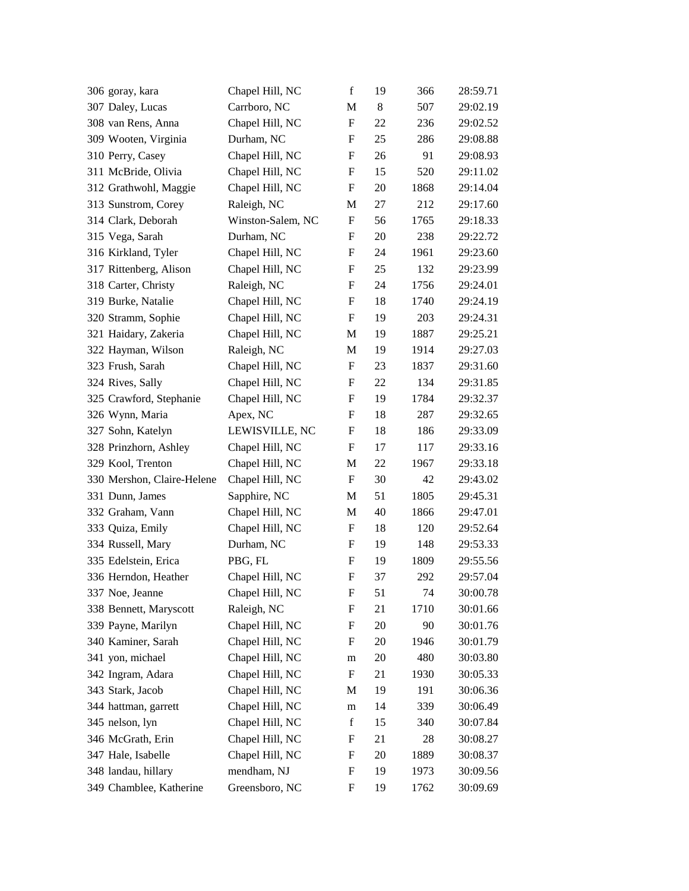| | | | | | |
|---|---|---|---|---|---|
| 306 | goray, kara | Chapel Hill, NC | f | 19 | 366 | 28:59.71 |
| 307 | Daley, Lucas | Carrboro, NC | M | 8 | 507 | 29:02.19 |
| 308 | van Rens, Anna | Chapel Hill, NC | F | 22 | 236 | 29:02.52 |
| 309 | Wooten, Virginia | Durham, NC | F | 25 | 286 | 29:08.88 |
| 310 | Perry, Casey | Chapel Hill, NC | F | 26 | 91 | 29:08.93 |
| 311 | McBride, Olivia | Chapel Hill, NC | F | 15 | 520 | 29:11.02 |
| 312 | Grathwohl, Maggie | Chapel Hill, NC | F | 20 | 1868 | 29:14.04 |
| 313 | Sunstrom, Corey | Raleigh, NC | M | 27 | 212 | 29:17.60 |
| 314 | Clark, Deborah | Winston-Salem, NC | F | 56 | 1765 | 29:18.33 |
| 315 | Vega, Sarah | Durham, NC | F | 20 | 238 | 29:22.72 |
| 316 | Kirkland, Tyler | Chapel Hill, NC | F | 24 | 1961 | 29:23.60 |
| 317 | Rittenberg, Alison | Chapel Hill, NC | F | 25 | 132 | 29:23.99 |
| 318 | Carter, Christy | Raleigh, NC | F | 24 | 1756 | 29:24.01 |
| 319 | Burke, Natalie | Chapel Hill, NC | F | 18 | 1740 | 29:24.19 |
| 320 | Stramm, Sophie | Chapel Hill, NC | F | 19 | 203 | 29:24.31 |
| 321 | Haidary, Zakeria | Chapel Hill, NC | M | 19 | 1887 | 29:25.21 |
| 322 | Hayman, Wilson | Raleigh, NC | M | 19 | 1914 | 29:27.03 |
| 323 | Frush, Sarah | Chapel Hill, NC | F | 23 | 1837 | 29:31.60 |
| 324 | Rives, Sally | Chapel Hill, NC | F | 22 | 134 | 29:31.85 |
| 325 | Crawford, Stephanie | Chapel Hill, NC | F | 19 | 1784 | 29:32.37 |
| 326 | Wynn, Maria | Apex, NC | F | 18 | 287 | 29:32.65 |
| 327 | Sohn, Katelyn | LEWISVILLE, NC | F | 18 | 186 | 29:33.09 |
| 328 | Prinzhorn, Ashley | Chapel Hill, NC | F | 17 | 117 | 29:33.16 |
| 329 | Kool, Trenton | Chapel Hill, NC | M | 22 | 1967 | 29:33.18 |
| 330 | Mershon, Claire-Helene | Chapel Hill, NC | F | 30 | 42 | 29:43.02 |
| 331 | Dunn, James | Sapphire, NC | M | 51 | 1805 | 29:45.31 |
| 332 | Graham, Vann | Chapel Hill, NC | M | 40 | 1866 | 29:47.01 |
| 333 | Quiza, Emily | Chapel Hill, NC | F | 18 | 120 | 29:52.64 |
| 334 | Russell, Mary | Durham, NC | F | 19 | 148 | 29:53.33 |
| 335 | Edelstein, Erica | PBG, FL | F | 19 | 1809 | 29:55.56 |
| 336 | Herndon, Heather | Chapel Hill, NC | F | 37 | 292 | 29:57.04 |
| 337 | Noe, Jeanne | Chapel Hill, NC | F | 51 | 74 | 30:00.78 |
| 338 | Bennett, Maryscott | Raleigh, NC | F | 21 | 1710 | 30:01.66 |
| 339 | Payne, Marilyn | Chapel Hill, NC | F | 20 | 90 | 30:01.76 |
| 340 | Kaminer, Sarah | Chapel Hill, NC | F | 20 | 1946 | 30:01.79 |
| 341 | yon, michael | Chapel Hill, NC | m | 20 | 480 | 30:03.80 |
| 342 | Ingram, Adara | Chapel Hill, NC | F | 21 | 1930 | 30:05.33 |
| 343 | Stark, Jacob | Chapel Hill, NC | M | 19 | 191 | 30:06.36 |
| 344 | hattman, garrett | Chapel Hill, NC | m | 14 | 339 | 30:06.49 |
| 345 | nelson, lyn | Chapel Hill, NC | f | 15 | 340 | 30:07.84 |
| 346 | McGrath, Erin | Chapel Hill, NC | F | 21 | 28 | 30:08.27 |
| 347 | Hale, Isabelle | Chapel Hill, NC | F | 20 | 1889 | 30:08.37 |
| 348 | landau, hillary | mendham, NJ | F | 19 | 1973 | 30:09.56 |
| 349 | Chamblee, Katherine | Greensboro, NC | F | 19 | 1762 | 30:09.69 |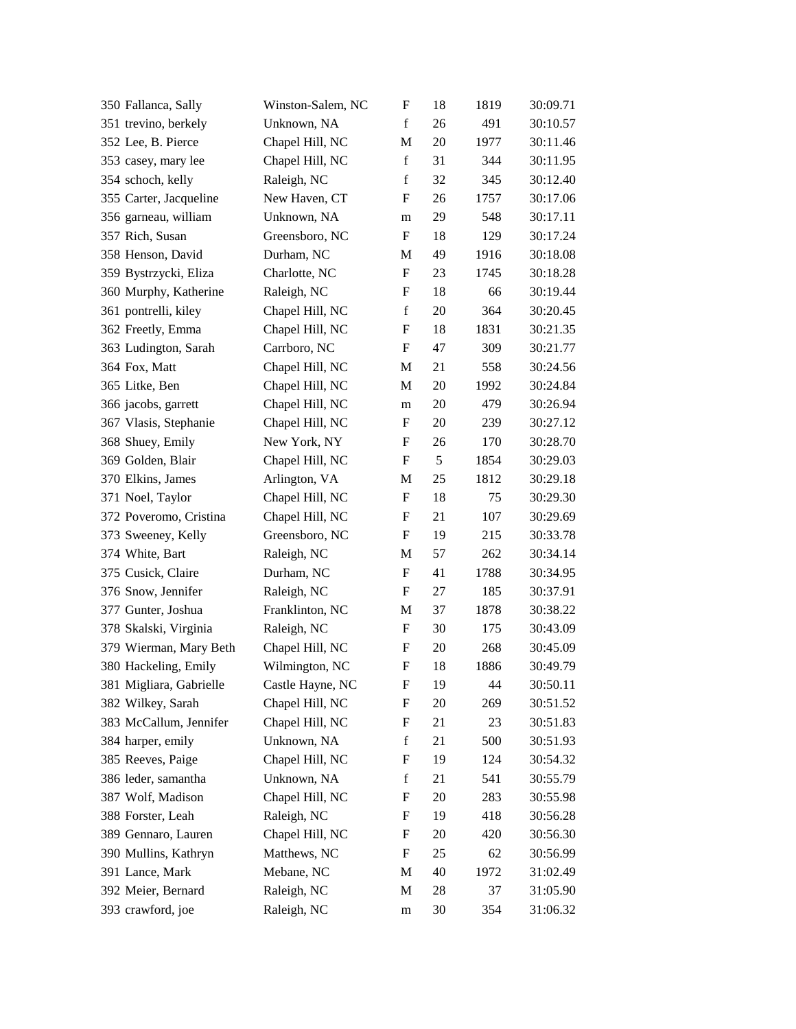| | | | | | | |
|---|---|---|---|---|---|---|
| 350 | Fallanca, Sally | Winston-Salem, NC | F | 18 | 1819 | 30:09.71 |
| 351 | trevino, berkely | Unknown, NA | f | 26 | 491 | 30:10.57 |
| 352 | Lee, B. Pierce | Chapel Hill, NC | M | 20 | 1977 | 30:11.46 |
| 353 | casey, mary lee | Chapel Hill, NC | f | 31 | 344 | 30:11.95 |
| 354 | schoch, kelly | Raleigh, NC | f | 32 | 345 | 30:12.40 |
| 355 | Carter, Jacqueline | New Haven, CT | F | 26 | 1757 | 30:17.06 |
| 356 | garneau, william | Unknown, NA | m | 29 | 548 | 30:17.11 |
| 357 | Rich, Susan | Greensboro, NC | F | 18 | 129 | 30:17.24 |
| 358 | Henson, David | Durham, NC | M | 49 | 1916 | 30:18.08 |
| 359 | Bystrzycki, Eliza | Charlotte, NC | F | 23 | 1745 | 30:18.28 |
| 360 | Murphy, Katherine | Raleigh, NC | F | 18 | 66 | 30:19.44 |
| 361 | pontrelli, kiley | Chapel Hill, NC | f | 20 | 364 | 30:20.45 |
| 362 | Freetly, Emma | Chapel Hill, NC | F | 18 | 1831 | 30:21.35 |
| 363 | Ludington, Sarah | Carrboro, NC | F | 47 | 309 | 30:21.77 |
| 364 | Fox, Matt | Chapel Hill, NC | M | 21 | 558 | 30:24.56 |
| 365 | Litke, Ben | Chapel Hill, NC | M | 20 | 1992 | 30:24.84 |
| 366 | jacobs, garrett | Chapel Hill, NC | m | 20 | 479 | 30:26.94 |
| 367 | Vlasis, Stephanie | Chapel Hill, NC | F | 20 | 239 | 30:27.12 |
| 368 | Shuey, Emily | New York, NY | F | 26 | 170 | 30:28.70 |
| 369 | Golden, Blair | Chapel Hill, NC | F | 5 | 1854 | 30:29.03 |
| 370 | Elkins, James | Arlington, VA | M | 25 | 1812 | 30:29.18 |
| 371 | Noel, Taylor | Chapel Hill, NC | F | 18 | 75 | 30:29.30 |
| 372 | Poveromo, Cristina | Chapel Hill, NC | F | 21 | 107 | 30:29.69 |
| 373 | Sweeney, Kelly | Greensboro, NC | F | 19 | 215 | 30:33.78 |
| 374 | White, Bart | Raleigh, NC | M | 57 | 262 | 30:34.14 |
| 375 | Cusick, Claire | Durham, NC | F | 41 | 1788 | 30:34.95 |
| 376 | Snow, Jennifer | Raleigh, NC | F | 27 | 185 | 30:37.91 |
| 377 | Gunter, Joshua | Franklinton, NC | M | 37 | 1878 | 30:38.22 |
| 378 | Skalski, Virginia | Raleigh, NC | F | 30 | 175 | 30:43.09 |
| 379 | Wierman, Mary Beth | Chapel Hill, NC | F | 20 | 268 | 30:45.09 |
| 380 | Hackeling, Emily | Wilmington, NC | F | 18 | 1886 | 30:49.79 |
| 381 | Migliara, Gabrielle | Castle Hayne, NC | F | 19 | 44 | 30:50.11 |
| 382 | Wilkey, Sarah | Chapel Hill, NC | F | 20 | 269 | 30:51.52 |
| 383 | McCallum, Jennifer | Chapel Hill, NC | F | 21 | 23 | 30:51.83 |
| 384 | harper, emily | Unknown, NA | f | 21 | 500 | 30:51.93 |
| 385 | Reeves, Paige | Chapel Hill, NC | F | 19 | 124 | 30:54.32 |
| 386 | leder, samantha | Unknown, NA | f | 21 | 541 | 30:55.79 |
| 387 | Wolf, Madison | Chapel Hill, NC | F | 20 | 283 | 30:55.98 |
| 388 | Forster, Leah | Raleigh, NC | F | 19 | 418 | 30:56.28 |
| 389 | Gennaro, Lauren | Chapel Hill, NC | F | 20 | 420 | 30:56.30 |
| 390 | Mullins, Kathryn | Matthews, NC | F | 25 | 62 | 30:56.99 |
| 391 | Lance, Mark | Mebane, NC | M | 40 | 1972 | 31:02.49 |
| 392 | Meier, Bernard | Raleigh, NC | M | 28 | 37 | 31:05.90 |
| 393 | crawford, joe | Raleigh, NC | m | 30 | 354 | 31:06.32 |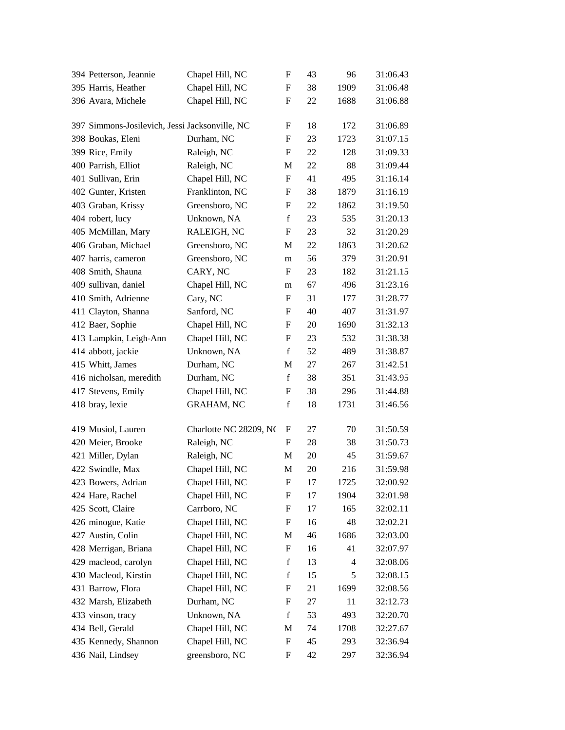| Place | Name | City | Sex | Age | Bib | Time |
|---|---|---|---|---|---|---|
| 394 | Petterson, Jeannie | Chapel Hill, NC | F | 43 | 96 | 31:06.43 |
| 395 | Harris, Heather | Chapel Hill, NC | F | 38 | 1909 | 31:06.48 |
| 396 | Avara, Michele | Chapel Hill, NC | F | 22 | 1688 | 31:06.88 |
| 397 | Simmons-Josilevich, Jessi | Jacksonville, NC | F | 18 | 172 | 31:06.89 |
| 398 | Boukas, Eleni | Durham, NC | F | 23 | 1723 | 31:07.15 |
| 399 | Rice, Emily | Raleigh, NC | F | 22 | 128 | 31:09.33 |
| 400 | Parrish, Elliot | Raleigh, NC | M | 22 | 88 | 31:09.44 |
| 401 | Sullivan, Erin | Chapel Hill, NC | F | 41 | 495 | 31:16.14 |
| 402 | Gunter, Kristen | Franklinton, NC | F | 38 | 1879 | 31:16.19 |
| 403 | Graban, Krissy | Greensboro, NC | F | 22 | 1862 | 31:19.50 |
| 404 | robert, lucy | Unknown, NA | f | 23 | 535 | 31:20.13 |
| 405 | McMillan, Mary | RALEIGH, NC | F | 23 | 32 | 31:20.29 |
| 406 | Graban, Michael | Greensboro, NC | M | 22 | 1863 | 31:20.62 |
| 407 | harris, cameron | Greensboro, NC | m | 56 | 379 | 31:20.91 |
| 408 | Smith, Shauna | CARY, NC | F | 23 | 182 | 31:21.15 |
| 409 | sullivan, daniel | Chapel Hill, NC | m | 67 | 496 | 31:23.16 |
| 410 | Smith, Adrienne | Cary, NC | F | 31 | 177 | 31:28.77 |
| 411 | Clayton, Shanna | Sanford, NC | F | 40 | 407 | 31:31.97 |
| 412 | Baer, Sophie | Chapel Hill, NC | F | 20 | 1690 | 31:32.13 |
| 413 | Lampkin, Leigh-Ann | Chapel Hill, NC | F | 23 | 532 | 31:38.38 |
| 414 | abbott, jackie | Unknown, NA | f | 52 | 489 | 31:38.87 |
| 415 | Whitt, James | Durham, NC | M | 27 | 267 | 31:42.51 |
| 416 | nicholsan, meredith | Durham, NC | f | 38 | 351 | 31:43.95 |
| 417 | Stevens, Emily | Chapel Hill, NC | F | 38 | 296 | 31:44.88 |
| 418 | bray, lexie | GRAHAM, NC | f | 18 | 1731 | 31:46.56 |
| 419 | Musiol, Lauren | Charlotte NC 28209, NC | F | 27 | 70 | 31:50.59 |
| 420 | Meier, Brooke | Raleigh, NC | F | 28 | 38 | 31:50.73 |
| 421 | Miller, Dylan | Raleigh, NC | M | 20 | 45 | 31:59.67 |
| 422 | Swindle, Max | Chapel Hill, NC | M | 20 | 216 | 31:59.98 |
| 423 | Bowers, Adrian | Chapel Hill, NC | F | 17 | 1725 | 32:00.92 |
| 424 | Hare, Rachel | Chapel Hill, NC | F | 17 | 1904 | 32:01.98 |
| 425 | Scott, Claire | Carrboro, NC | F | 17 | 165 | 32:02.11 |
| 426 | minogue, Katie | Chapel Hill, NC | F | 16 | 48 | 32:02.21 |
| 427 | Austin, Colin | Chapel Hill, NC | M | 46 | 1686 | 32:03.00 |
| 428 | Merrigan, Briana | Chapel Hill, NC | F | 16 | 41 | 32:07.97 |
| 429 | macleod, carolyn | Chapel Hill, NC | f | 13 | 4 | 32:08.06 |
| 430 | Macleod, Kirstin | Chapel Hill, NC | f | 15 | 5 | 32:08.15 |
| 431 | Barrow, Flora | Chapel Hill, NC | F | 21 | 1699 | 32:08.56 |
| 432 | Marsh, Elizabeth | Durham, NC | F | 27 | 11 | 32:12.73 |
| 433 | vinson, tracy | Unknown, NA | f | 53 | 493 | 32:20.70 |
| 434 | Bell, Gerald | Chapel Hill, NC | M | 74 | 1708 | 32:27.67 |
| 435 | Kennedy, Shannon | Chapel Hill, NC | F | 45 | 293 | 32:36.94 |
| 436 | Nail, Lindsey | greensboro, NC | F | 42 | 297 | 32:36.94 |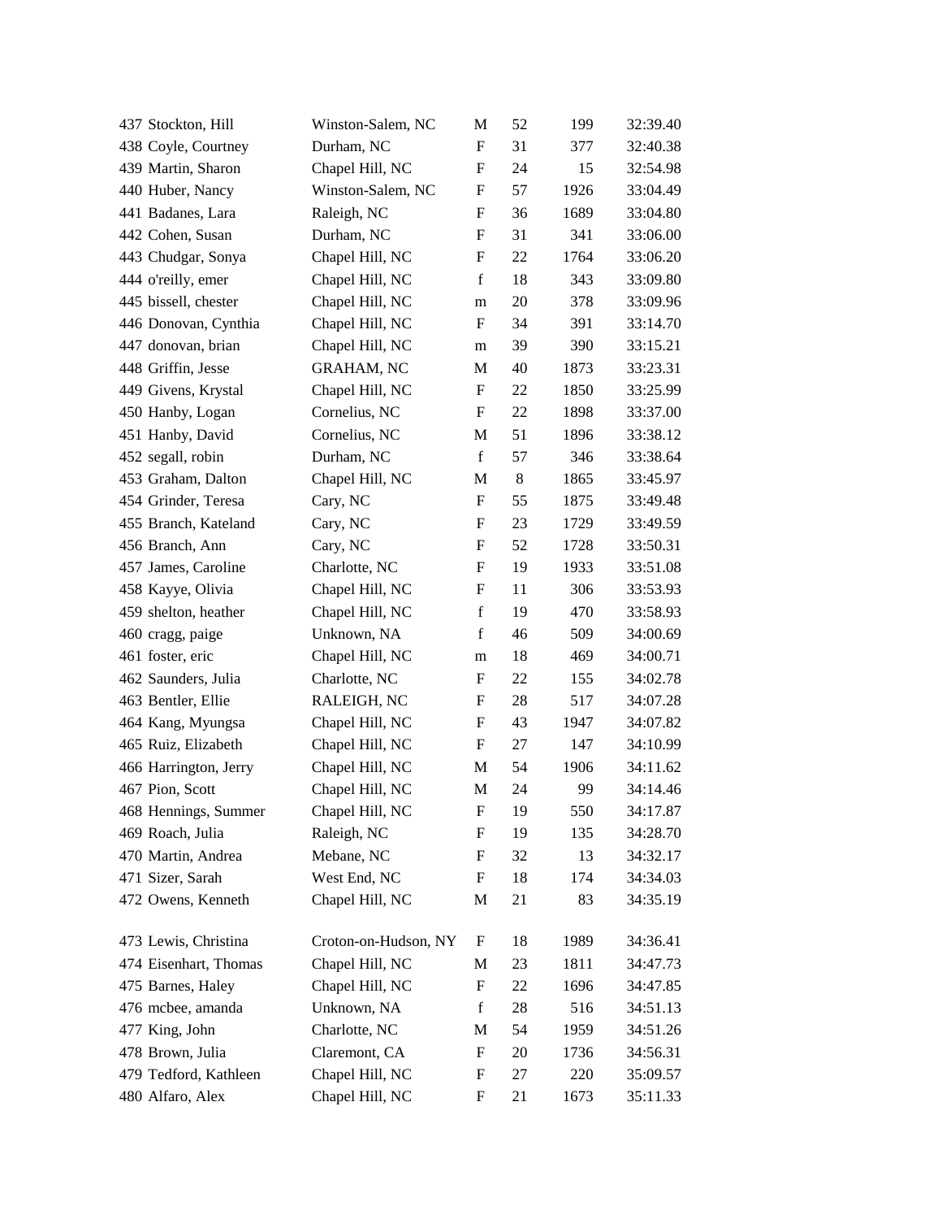| | | | | | | |
|---|---|---|---|---|---|---|
| 437 | Stockton, Hill | Winston-Salem, NC | M | 52 | 199 | 32:39.40 |
| 438 | Coyle, Courtney | Durham, NC | F | 31 | 377 | 32:40.38 |
| 439 | Martin, Sharon | Chapel Hill, NC | F | 24 | 15 | 32:54.98 |
| 440 | Huber, Nancy | Winston-Salem, NC | F | 57 | 1926 | 33:04.49 |
| 441 | Badanes, Lara | Raleigh, NC | F | 36 | 1689 | 33:04.80 |
| 442 | Cohen, Susan | Durham, NC | F | 31 | 341 | 33:06.00 |
| 443 | Chudgar, Sonya | Chapel Hill, NC | F | 22 | 1764 | 33:06.20 |
| 444 | o'reilly, emer | Chapel Hill, NC | f | 18 | 343 | 33:09.80 |
| 445 | bissell, chester | Chapel Hill, NC | m | 20 | 378 | 33:09.96 |
| 446 | Donovan, Cynthia | Chapel Hill, NC | F | 34 | 391 | 33:14.70 |
| 447 | donovan, brian | Chapel Hill, NC | m | 39 | 390 | 33:15.21 |
| 448 | Griffin, Jesse | GRAHAM, NC | M | 40 | 1873 | 33:23.31 |
| 449 | Givens, Krystal | Chapel Hill, NC | F | 22 | 1850 | 33:25.99 |
| 450 | Hanby, Logan | Cornelius, NC | F | 22 | 1898 | 33:37.00 |
| 451 | Hanby, David | Cornelius, NC | M | 51 | 1896 | 33:38.12 |
| 452 | segall, robin | Durham, NC | f | 57 | 346 | 33:38.64 |
| 453 | Graham, Dalton | Chapel Hill, NC | M | 8 | 1865 | 33:45.97 |
| 454 | Grinder, Teresa | Cary, NC | F | 55 | 1875 | 33:49.48 |
| 455 | Branch, Kateland | Cary, NC | F | 23 | 1729 | 33:49.59 |
| 456 | Branch, Ann | Cary, NC | F | 52 | 1728 | 33:50.31 |
| 457 | James, Caroline | Charlotte, NC | F | 19 | 1933 | 33:51.08 |
| 458 | Kayye, Olivia | Chapel Hill, NC | F | 11 | 306 | 33:53.93 |
| 459 | shelton, heather | Chapel Hill, NC | f | 19 | 470 | 33:58.93 |
| 460 | cragg, paige | Unknown, NA | f | 46 | 509 | 34:00.69 |
| 461 | foster, eric | Chapel Hill, NC | m | 18 | 469 | 34:00.71 |
| 462 | Saunders, Julia | Charlotte, NC | F | 22 | 155 | 34:02.78 |
| 463 | Bentler, Ellie | RALEIGH, NC | F | 28 | 517 | 34:07.28 |
| 464 | Kang, Myungsa | Chapel Hill, NC | F | 43 | 1947 | 34:07.82 |
| 465 | Ruiz, Elizabeth | Chapel Hill, NC | F | 27 | 147 | 34:10.99 |
| 466 | Harrington, Jerry | Chapel Hill, NC | M | 54 | 1906 | 34:11.62 |
| 467 | Pion, Scott | Chapel Hill, NC | M | 24 | 99 | 34:14.46 |
| 468 | Hennings, Summer | Chapel Hill, NC | F | 19 | 550 | 34:17.87 |
| 469 | Roach, Julia | Raleigh, NC | F | 19 | 135 | 34:28.70 |
| 470 | Martin, Andrea | Mebane, NC | F | 32 | 13 | 34:32.17 |
| 471 | Sizer, Sarah | West End, NC | F | 18 | 174 | 34:34.03 |
| 472 | Owens, Kenneth | Chapel Hill, NC | M | 21 | 83 | 34:35.19 |
| 473 | Lewis, Christina | Croton-on-Hudson, NY | F | 18 | 1989 | 34:36.41 |
| 474 | Eisenhart, Thomas | Chapel Hill, NC | M | 23 | 1811 | 34:47.73 |
| 475 | Barnes, Haley | Chapel Hill, NC | F | 22 | 1696 | 34:47.85 |
| 476 | mcbee, amanda | Unknown, NA | f | 28 | 516 | 34:51.13 |
| 477 | King, John | Charlotte, NC | M | 54 | 1959 | 34:51.26 |
| 478 | Brown, Julia | Claremont, CA | F | 20 | 1736 | 34:56.31 |
| 479 | Tedford, Kathleen | Chapel Hill, NC | F | 27 | 220 | 35:09.57 |
| 480 | Alfaro, Alex | Chapel Hill, NC | F | 21 | 1673 | 35:11.33 |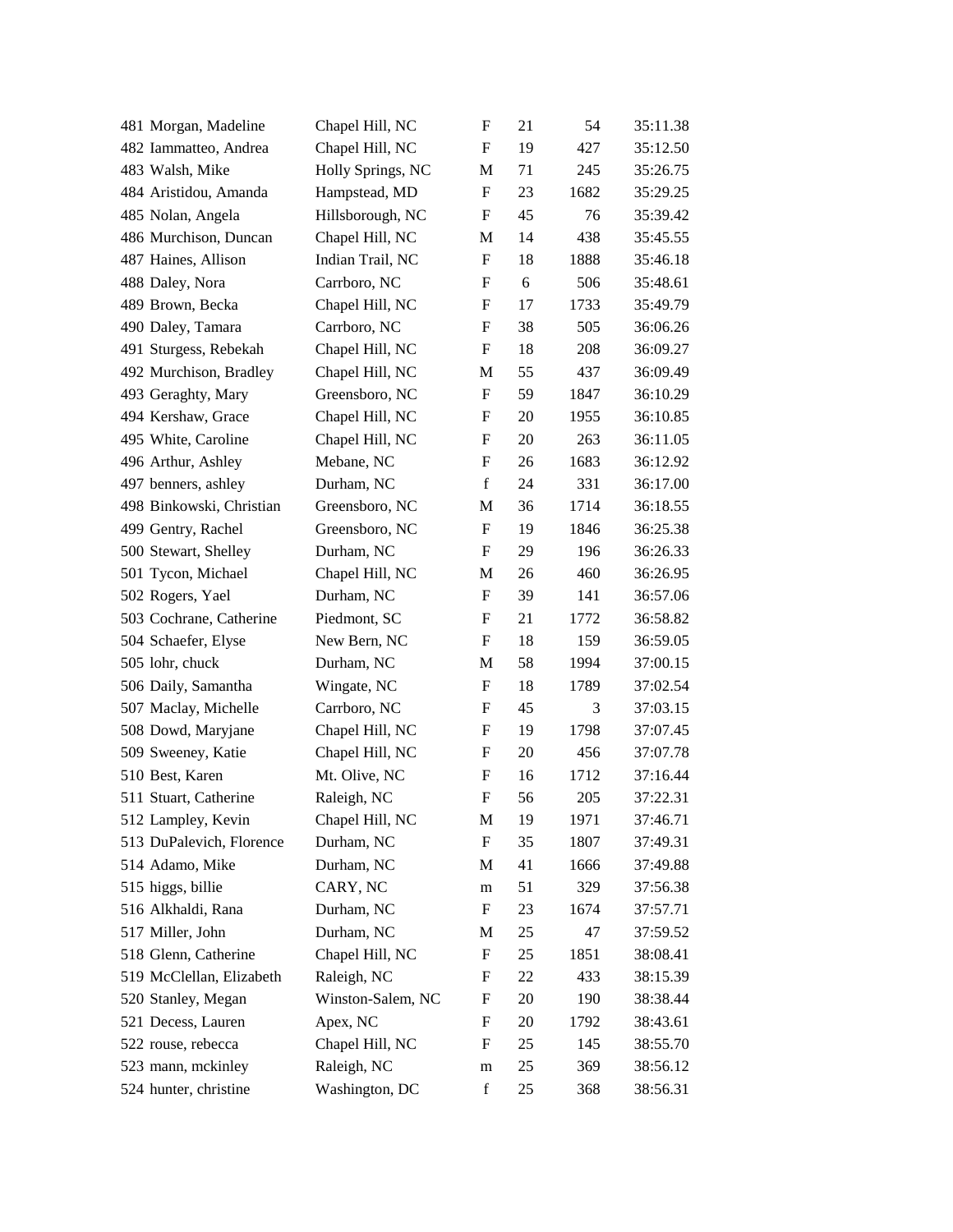| | | | | | | |
|---|---|---|---|---|---|---|
| 481 | Morgan, Madeline | Chapel Hill, NC | F | 21 | 54 | 35:11.38 |
| 482 | Iammatteo, Andrea | Chapel Hill, NC | F | 19 | 427 | 35:12.50 |
| 483 | Walsh, Mike | Holly Springs, NC | M | 71 | 245 | 35:26.75 |
| 484 | Aristidou, Amanda | Hampstead, MD | F | 23 | 1682 | 35:29.25 |
| 485 | Nolan, Angela | Hillsborough, NC | F | 45 | 76 | 35:39.42 |
| 486 | Murchison, Duncan | Chapel Hill, NC | M | 14 | 438 | 35:45.55 |
| 487 | Haines, Allison | Indian Trail, NC | F | 18 | 1888 | 35:46.18 |
| 488 | Daley, Nora | Carrboro, NC | F | 6 | 506 | 35:48.61 |
| 489 | Brown, Becka | Chapel Hill, NC | F | 17 | 1733 | 35:49.79 |
| 490 | Daley, Tamara | Carrboro, NC | F | 38 | 505 | 36:06.26 |
| 491 | Sturgess, Rebekah | Chapel Hill, NC | F | 18 | 208 | 36:09.27 |
| 492 | Murchison, Bradley | Chapel Hill, NC | M | 55 | 437 | 36:09.49 |
| 493 | Geraghty, Mary | Greensboro, NC | F | 59 | 1847 | 36:10.29 |
| 494 | Kershaw, Grace | Chapel Hill, NC | F | 20 | 1955 | 36:10.85 |
| 495 | White, Caroline | Chapel Hill, NC | F | 20 | 263 | 36:11.05 |
| 496 | Arthur, Ashley | Mebane, NC | F | 26 | 1683 | 36:12.92 |
| 497 | benners, ashley | Durham, NC | f | 24 | 331 | 36:17.00 |
| 498 | Binkowski, Christian | Greensboro, NC | M | 36 | 1714 | 36:18.55 |
| 499 | Gentry, Rachel | Greensboro, NC | F | 19 | 1846 | 36:25.38 |
| 500 | Stewart, Shelley | Durham, NC | F | 29 | 196 | 36:26.33 |
| 501 | Tycon, Michael | Chapel Hill, NC | M | 26 | 460 | 36:26.95 |
| 502 | Rogers, Yael | Durham, NC | F | 39 | 141 | 36:57.06 |
| 503 | Cochrane, Catherine | Piedmont, SC | F | 21 | 1772 | 36:58.82 |
| 504 | Schaefer, Elyse | New Bern, NC | F | 18 | 159 | 36:59.05 |
| 505 | lohr, chuck | Durham, NC | M | 58 | 1994 | 37:00.15 |
| 506 | Daily, Samantha | Wingate, NC | F | 18 | 1789 | 37:02.54 |
| 507 | Maclay, Michelle | Carrboro, NC | F | 45 | 3 | 37:03.15 |
| 508 | Dowd, Maryjane | Chapel Hill, NC | F | 19 | 1798 | 37:07.45 |
| 509 | Sweeney, Katie | Chapel Hill, NC | F | 20 | 456 | 37:07.78 |
| 510 | Best, Karen | Mt. Olive, NC | F | 16 | 1712 | 37:16.44 |
| 511 | Stuart, Catherine | Raleigh, NC | F | 56 | 205 | 37:22.31 |
| 512 | Lampley, Kevin | Chapel Hill, NC | M | 19 | 1971 | 37:46.71 |
| 513 | DuPalevich, Florence | Durham, NC | F | 35 | 1807 | 37:49.31 |
| 514 | Adamo, Mike | Durham, NC | M | 41 | 1666 | 37:49.88 |
| 515 | higgs, billie | CARY, NC | m | 51 | 329 | 37:56.38 |
| 516 | Alkhaldi, Rana | Durham, NC | F | 23 | 1674 | 37:57.71 |
| 517 | Miller, John | Durham, NC | M | 25 | 47 | 37:59.52 |
| 518 | Glenn, Catherine | Chapel Hill, NC | F | 25 | 1851 | 38:08.41 |
| 519 | McClellan, Elizabeth | Raleigh, NC | F | 22 | 433 | 38:15.39 |
| 520 | Stanley, Megan | Winston-Salem, NC | F | 20 | 190 | 38:38.44 |
| 521 | Decess, Lauren | Apex, NC | F | 20 | 1792 | 38:43.61 |
| 522 | rouse, rebecca | Chapel Hill, NC | F | 25 | 145 | 38:55.70 |
| 523 | mann, mckinley | Raleigh, NC | m | 25 | 369 | 38:56.12 |
| 524 | hunter, christine | Washington, DC | f | 25 | 368 | 38:56.31 |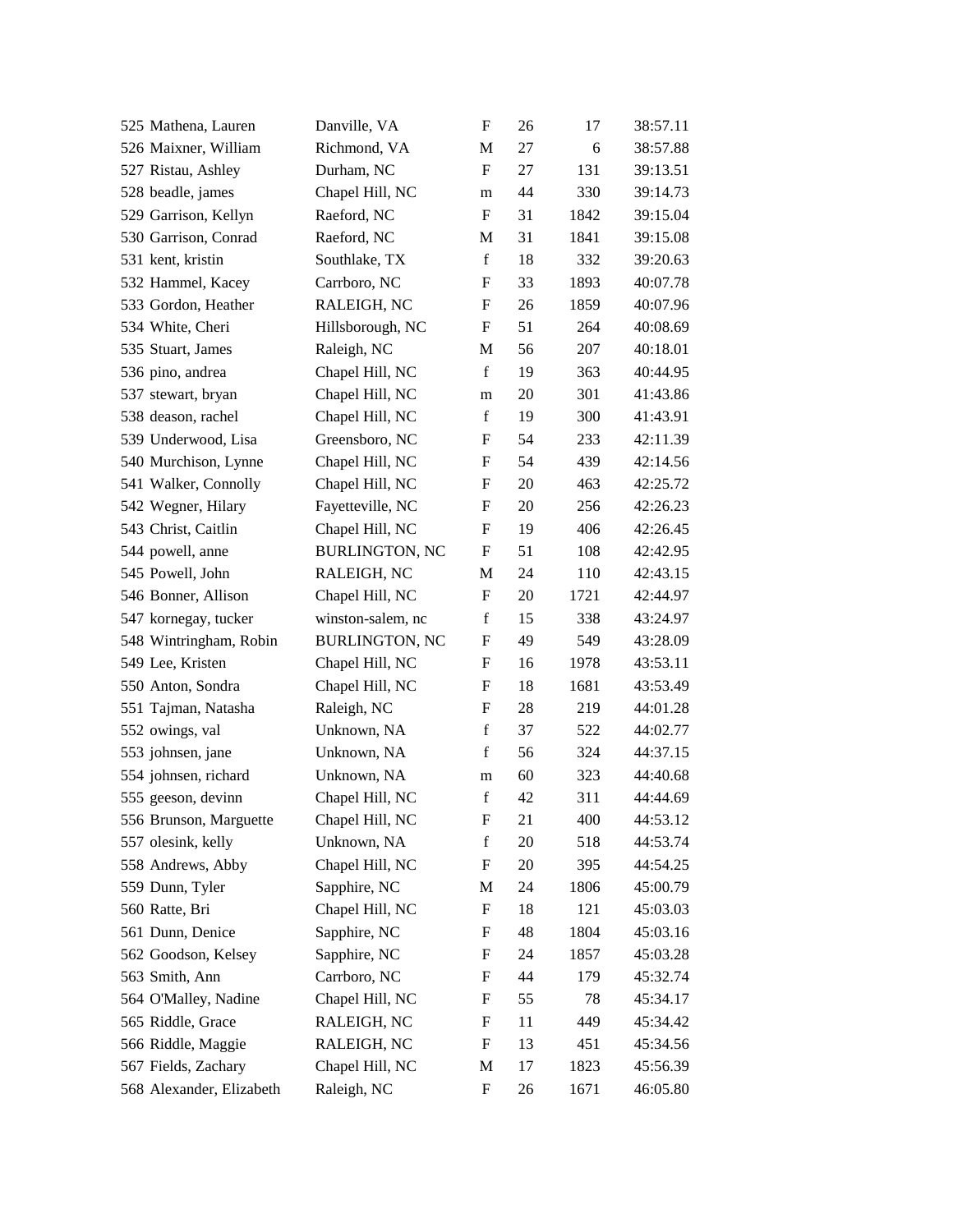| | | | | | | |
|---|---|---|---|---|---|---|
| 525 | Mathena, Lauren | Danville, VA | F | 26 | 17 | 38:57.11 |
| 526 | Maixner, William | Richmond, VA | M | 27 | 6 | 38:57.88 |
| 527 | Ristau, Ashley | Durham, NC | F | 27 | 131 | 39:13.51 |
| 528 | beadle, james | Chapel Hill, NC | m | 44 | 330 | 39:14.73 |
| 529 | Garrison, Kellyn | Raeford, NC | F | 31 | 1842 | 39:15.04 |
| 530 | Garrison, Conrad | Raeford, NC | M | 31 | 1841 | 39:15.08 |
| 531 | kent, kristin | Southlake, TX | f | 18 | 332 | 39:20.63 |
| 532 | Hammel, Kacey | Carrboro, NC | F | 33 | 1893 | 40:07.78 |
| 533 | Gordon, Heather | RALEIGH, NC | F | 26 | 1859 | 40:07.96 |
| 534 | White, Cheri | Hillsborough, NC | F | 51 | 264 | 40:08.69 |
| 535 | Stuart, James | Raleigh, NC | M | 56 | 207 | 40:18.01 |
| 536 | pino, andrea | Chapel Hill, NC | f | 19 | 363 | 40:44.95 |
| 537 | stewart, bryan | Chapel Hill, NC | m | 20 | 301 | 41:43.86 |
| 538 | deason, rachel | Chapel Hill, NC | f | 19 | 300 | 41:43.91 |
| 539 | Underwood, Lisa | Greensboro, NC | F | 54 | 233 | 42:11.39 |
| 540 | Murchison, Lynne | Chapel Hill, NC | F | 54 | 439 | 42:14.56 |
| 541 | Walker, Connolly | Chapel Hill, NC | F | 20 | 463 | 42:25.72 |
| 542 | Wegner, Hilary | Fayetteville, NC | F | 20 | 256 | 42:26.23 |
| 543 | Christ, Caitlin | Chapel Hill, NC | F | 19 | 406 | 42:26.45 |
| 544 | powell, anne | BURLINGTON, NC | F | 51 | 108 | 42:42.95 |
| 545 | Powell, John | RALEIGH, NC | M | 24 | 110 | 42:43.15 |
| 546 | Bonner, Allison | Chapel Hill, NC | F | 20 | 1721 | 42:44.97 |
| 547 | kornegay, tucker | winston-salem, nc | f | 15 | 338 | 43:24.97 |
| 548 | Wintringham, Robin | BURLINGTON, NC | F | 49 | 549 | 43:28.09 |
| 549 | Lee, Kristen | Chapel Hill, NC | F | 16 | 1978 | 43:53.11 |
| 550 | Anton, Sondra | Chapel Hill, NC | F | 18 | 1681 | 43:53.49 |
| 551 | Tajman, Natasha | Raleigh, NC | F | 28 | 219 | 44:01.28 |
| 552 | owings, val | Unknown, NA | f | 37 | 522 | 44:02.77 |
| 553 | johnsen, jane | Unknown, NA | f | 56 | 324 | 44:37.15 |
| 554 | johnsen, richard | Unknown, NA | m | 60 | 323 | 44:40.68 |
| 555 | geeson, devinn | Chapel Hill, NC | f | 42 | 311 | 44:44.69 |
| 556 | Brunson, Marguette | Chapel Hill, NC | F | 21 | 400 | 44:53.12 |
| 557 | olesink, kelly | Unknown, NA | f | 20 | 518 | 44:53.74 |
| 558 | Andrews, Abby | Chapel Hill, NC | F | 20 | 395 | 44:54.25 |
| 559 | Dunn, Tyler | Sapphire, NC | M | 24 | 1806 | 45:00.79 |
| 560 | Ratte, Bri | Chapel Hill, NC | F | 18 | 121 | 45:03.03 |
| 561 | Dunn, Denice | Sapphire, NC | F | 48 | 1804 | 45:03.16 |
| 562 | Goodson, Kelsey | Sapphire, NC | F | 24 | 1857 | 45:03.28 |
| 563 | Smith, Ann | Carrboro, NC | F | 44 | 179 | 45:32.74 |
| 564 | O'Malley, Nadine | Chapel Hill, NC | F | 55 | 78 | 45:34.17 |
| 565 | Riddle, Grace | RALEIGH, NC | F | 11 | 449 | 45:34.42 |
| 566 | Riddle, Maggie | RALEIGH, NC | F | 13 | 451 | 45:34.56 |
| 567 | Fields, Zachary | Chapel Hill, NC | M | 17 | 1823 | 45:56.39 |
| 568 | Alexander, Elizabeth | Raleigh, NC | F | 26 | 1671 | 46:05.80 |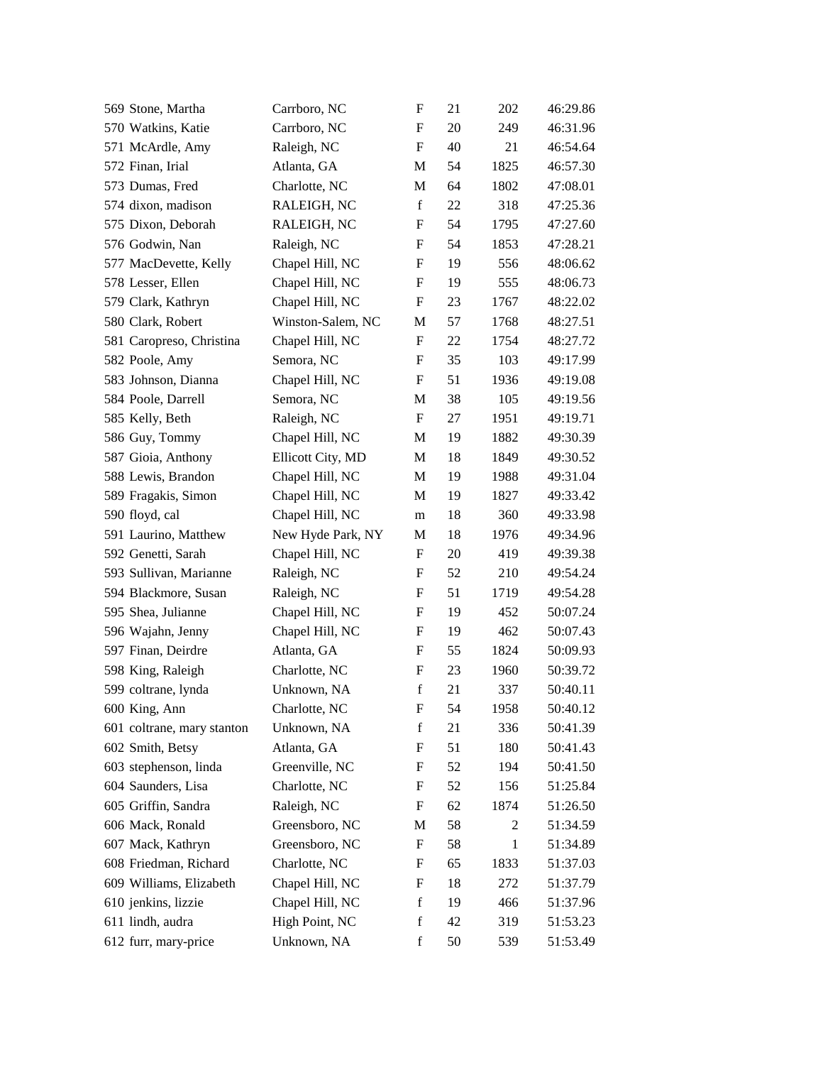| | | | | | |
|---|---|---|---|---|---|
| 569 | Stone, Martha | Carrboro, NC | F | 21 | 202 | 46:29.86 |
| 570 | Watkins, Katie | Carrboro, NC | F | 20 | 249 | 46:31.96 |
| 571 | McArdle, Amy | Raleigh, NC | F | 40 | 21 | 46:54.64 |
| 572 | Finan, Irial | Atlanta, GA | M | 54 | 1825 | 46:57.30 |
| 573 | Dumas, Fred | Charlotte, NC | M | 64 | 1802 | 47:08.01 |
| 574 | dixon, madison | RALEIGH, NC | f | 22 | 318 | 47:25.36 |
| 575 | Dixon, Deborah | RALEIGH, NC | F | 54 | 1795 | 47:27.60 |
| 576 | Godwin, Nan | Raleigh, NC | F | 54 | 1853 | 47:28.21 |
| 577 | MacDevette, Kelly | Chapel Hill, NC | F | 19 | 556 | 48:06.62 |
| 578 | Lesser, Ellen | Chapel Hill, NC | F | 19 | 555 | 48:06.73 |
| 579 | Clark, Kathryn | Chapel Hill, NC | F | 23 | 1767 | 48:22.02 |
| 580 | Clark, Robert | Winston-Salem, NC | M | 57 | 1768 | 48:27.51 |
| 581 | Caropreso, Christina | Chapel Hill, NC | F | 22 | 1754 | 48:27.72 |
| 582 | Poole, Amy | Semora, NC | F | 35 | 103 | 49:17.99 |
| 583 | Johnson, Dianna | Chapel Hill, NC | F | 51 | 1936 | 49:19.08 |
| 584 | Poole, Darrell | Semora, NC | M | 38 | 105 | 49:19.56 |
| 585 | Kelly, Beth | Raleigh, NC | F | 27 | 1951 | 49:19.71 |
| 586 | Guy, Tommy | Chapel Hill, NC | M | 19 | 1882 | 49:30.39 |
| 587 | Gioia, Anthony | Ellicott City, MD | M | 18 | 1849 | 49:30.52 |
| 588 | Lewis, Brandon | Chapel Hill, NC | M | 19 | 1988 | 49:31.04 |
| 589 | Fragakis, Simon | Chapel Hill, NC | M | 19 | 1827 | 49:33.42 |
| 590 | floyd, cal | Chapel Hill, NC | m | 18 | 360 | 49:33.98 |
| 591 | Laurino, Matthew | New Hyde Park, NY | M | 18 | 1976 | 49:34.96 |
| 592 | Genetti, Sarah | Chapel Hill, NC | F | 20 | 419 | 49:39.38 |
| 593 | Sullivan, Marianne | Raleigh, NC | F | 52 | 210 | 49:54.24 |
| 594 | Blackmore, Susan | Raleigh, NC | F | 51 | 1719 | 49:54.28 |
| 595 | Shea, Julianne | Chapel Hill, NC | F | 19 | 452 | 50:07.24 |
| 596 | Wajahn, Jenny | Chapel Hill, NC | F | 19 | 462 | 50:07.43 |
| 597 | Finan, Deirdre | Atlanta, GA | F | 55 | 1824 | 50:09.93 |
| 598 | King, Raleigh | Charlotte, NC | F | 23 | 1960 | 50:39.72 |
| 599 | coltrane, lynda | Unknown, NA | f | 21 | 337 | 50:40.11 |
| 600 | King, Ann | Charlotte, NC | F | 54 | 1958 | 50:40.12 |
| 601 | coltrane, mary stanton | Unknown, NA | f | 21 | 336 | 50:41.39 |
| 602 | Smith, Betsy | Atlanta, GA | F | 51 | 180 | 50:41.43 |
| 603 | stephenson, linda | Greenville, NC | F | 52 | 194 | 50:41.50 |
| 604 | Saunders, Lisa | Charlotte, NC | F | 52 | 156 | 51:25.84 |
| 605 | Griffin, Sandra | Raleigh, NC | F | 62 | 1874 | 51:26.50 |
| 606 | Mack, Ronald | Greensboro, NC | M | 58 | 2 | 51:34.59 |
| 607 | Mack, Kathryn | Greensboro, NC | F | 58 | 1 | 51:34.89 |
| 608 | Friedman, Richard | Charlotte, NC | F | 65 | 1833 | 51:37.03 |
| 609 | Williams, Elizabeth | Chapel Hill, NC | F | 18 | 272 | 51:37.79 |
| 610 | jenkins, lizzie | Chapel Hill, NC | f | 19 | 466 | 51:37.96 |
| 611 | lindh, audra | High Point, NC | f | 42 | 319 | 51:53.23 |
| 612 | furr, mary-price | Unknown, NA | f | 50 | 539 | 51:53.49 |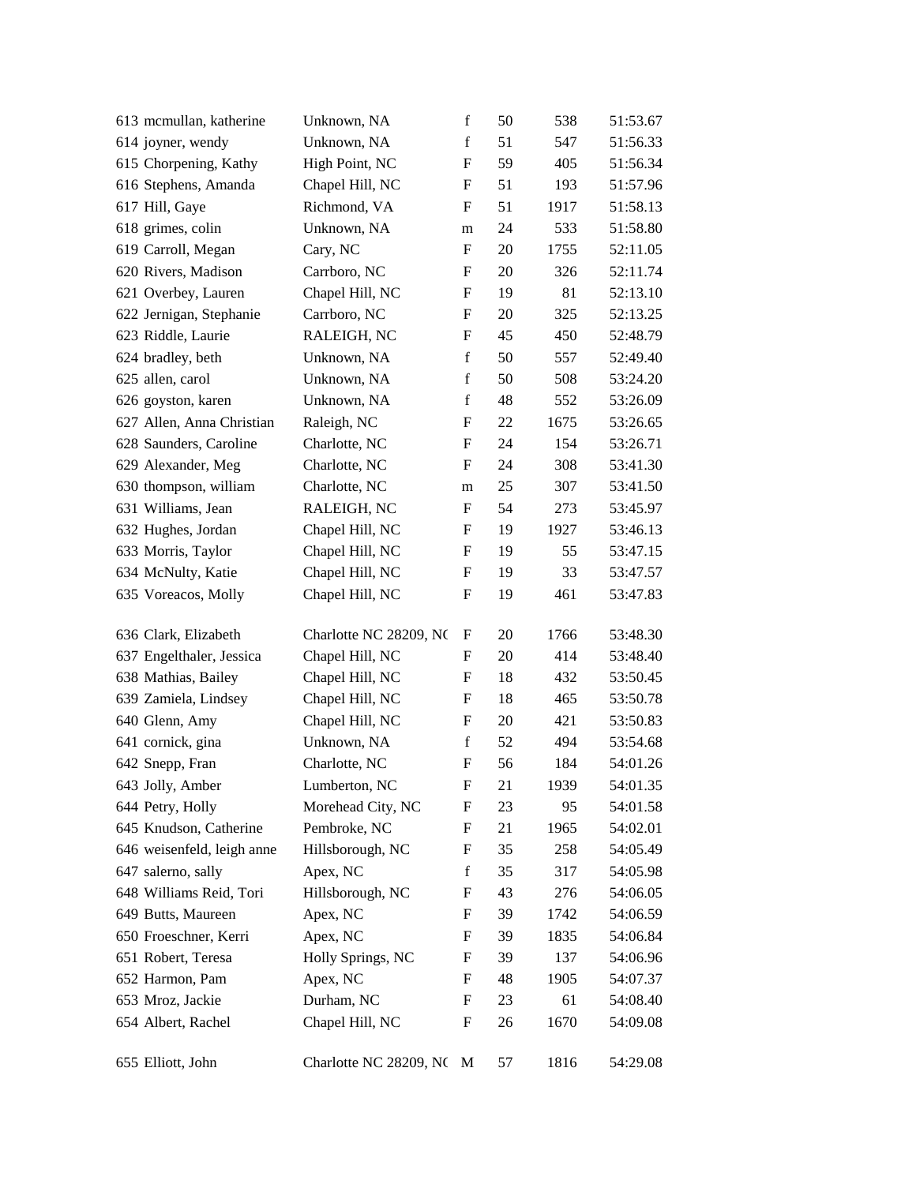| | | | | | | |
|---|---|---|---|---|---|---|
| 613 | mcmullan, katherine | Unknown, NA | f | 50 | 538 | 51:53.67 |
| 614 | joyner, wendy | Unknown, NA | f | 51 | 547 | 51:56.33 |
| 615 | Chorpening, Kathy | High Point, NC | F | 59 | 405 | 51:56.34 |
| 616 | Stephens, Amanda | Chapel Hill, NC | F | 51 | 193 | 51:57.96 |
| 617 | Hill, Gaye | Richmond, VA | F | 51 | 1917 | 51:58.13 |
| 618 | grimes, colin | Unknown, NA | m | 24 | 533 | 51:58.80 |
| 619 | Carroll, Megan | Cary, NC | F | 20 | 1755 | 52:11.05 |
| 620 | Rivers, Madison | Carrboro, NC | F | 20 | 326 | 52:11.74 |
| 621 | Overbey, Lauren | Chapel Hill, NC | F | 19 | 81 | 52:13.10 |
| 622 | Jernigan, Stephanie | Carrboro, NC | F | 20 | 325 | 52:13.25 |
| 623 | Riddle, Laurie | RALEIGH, NC | F | 45 | 450 | 52:48.79 |
| 624 | bradley, beth | Unknown, NA | f | 50 | 557 | 52:49.40 |
| 625 | allen, carol | Unknown, NA | f | 50 | 508 | 53:24.20 |
| 626 | goyston, karen | Unknown, NA | f | 48 | 552 | 53:26.09 |
| 627 | Allen, Anna Christian | Raleigh, NC | F | 22 | 1675 | 53:26.65 |
| 628 | Saunders, Caroline | Charlotte, NC | F | 24 | 154 | 53:26.71 |
| 629 | Alexander, Meg | Charlotte, NC | F | 24 | 308 | 53:41.30 |
| 630 | thompson, william | Charlotte, NC | m | 25 | 307 | 53:41.50 |
| 631 | Williams, Jean | RALEIGH, NC | F | 54 | 273 | 53:45.97 |
| 632 | Hughes, Jordan | Chapel Hill, NC | F | 19 | 1927 | 53:46.13 |
| 633 | Morris, Taylor | Chapel Hill, NC | F | 19 | 55 | 53:47.15 |
| 634 | McNulty, Katie | Chapel Hill, NC | F | 19 | 33 | 53:47.57 |
| 635 | Voreacos, Molly | Chapel Hill, NC | F | 19 | 461 | 53:47.83 |
| 636 | Clark, Elizabeth | Charlotte NC 28209, NC | F | 20 | 1766 | 53:48.30 |
| 637 | Engelthaler, Jessica | Chapel Hill, NC | F | 20 | 414 | 53:48.40 |
| 638 | Mathias, Bailey | Chapel Hill, NC | F | 18 | 432 | 53:50.45 |
| 639 | Zamiela, Lindsey | Chapel Hill, NC | F | 18 | 465 | 53:50.78 |
| 640 | Glenn, Amy | Chapel Hill, NC | F | 20 | 421 | 53:50.83 |
| 641 | cornick, gina | Unknown, NA | f | 52 | 494 | 53:54.68 |
| 642 | Snepp, Fran | Charlotte, NC | F | 56 | 184 | 54:01.26 |
| 643 | Jolly, Amber | Lumberton, NC | F | 21 | 1939 | 54:01.35 |
| 644 | Petry, Holly | Morehead City, NC | F | 23 | 95 | 54:01.58 |
| 645 | Knudson, Catherine | Pembroke, NC | F | 21 | 1965 | 54:02.01 |
| 646 | weisenfeld, leigh anne | Hillsborough, NC | F | 35 | 258 | 54:05.49 |
| 647 | salerno, sally | Apex, NC | f | 35 | 317 | 54:05.98 |
| 648 | Williams Reid, Tori | Hillsborough, NC | F | 43 | 276 | 54:06.05 |
| 649 | Butts, Maureen | Apex, NC | F | 39 | 1742 | 54:06.59 |
| 650 | Froeschner, Kerri | Apex, NC | F | 39 | 1835 | 54:06.84 |
| 651 | Robert, Teresa | Holly Springs, NC | F | 39 | 137 | 54:06.96 |
| 652 | Harmon, Pam | Apex, NC | F | 48 | 1905 | 54:07.37 |
| 653 | Mroz, Jackie | Durham, NC | F | 23 | 61 | 54:08.40 |
| 654 | Albert, Rachel | Chapel Hill, NC | F | 26 | 1670 | 54:09.08 |
| 655 | Elliott, John | Charlotte NC 28209, NC | M | 57 | 1816 | 54:29.08 |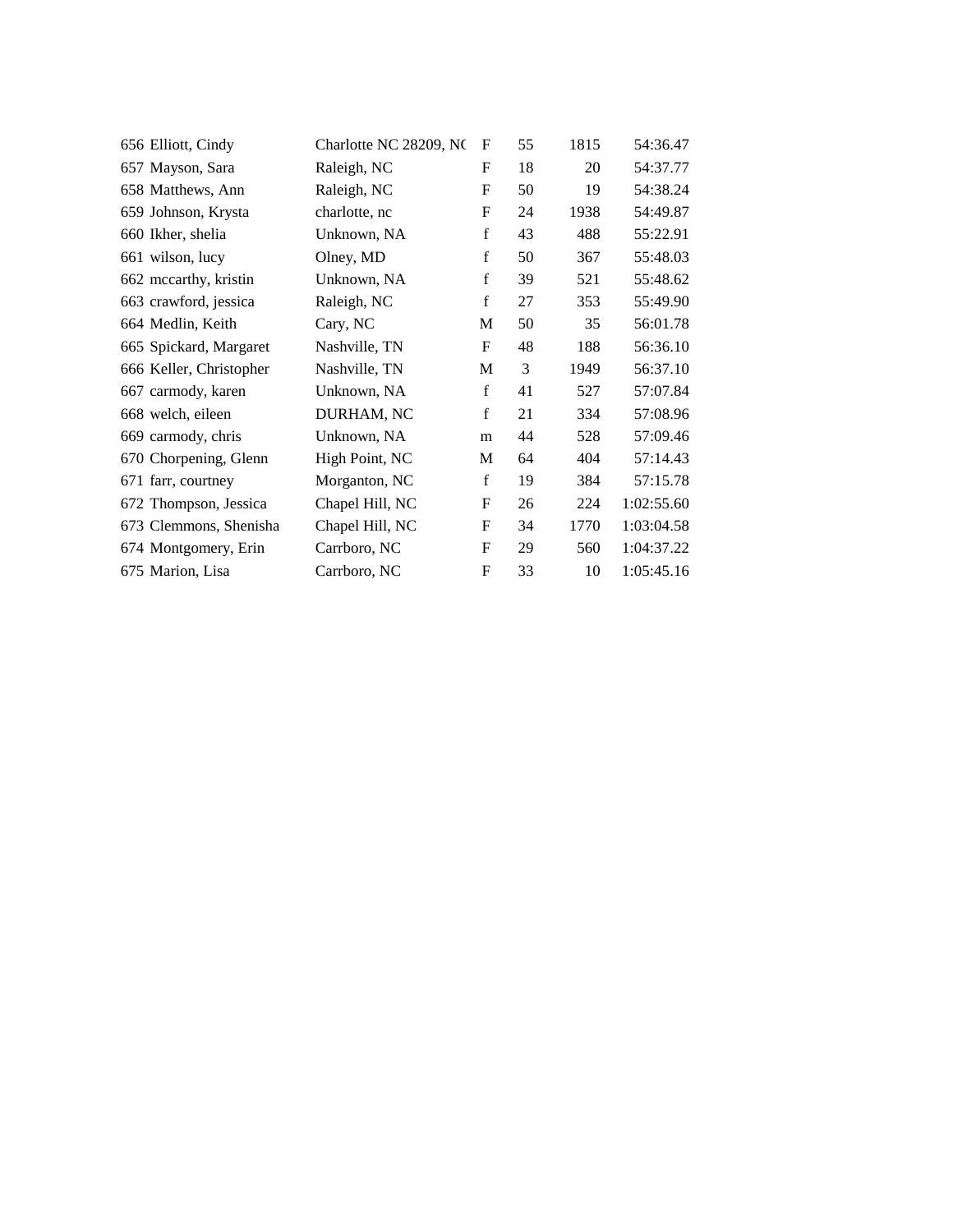| | | | | | | |
|---|---|---|---|---|---|---|
| 656 | Elliott, Cindy | Charlotte NC 28209, NC | F | 55 | 1815 | 54:36.47 |
| 657 | Mayson, Sara | Raleigh, NC | F | 18 | 20 | 54:37.77 |
| 658 | Matthews, Ann | Raleigh, NC | F | 50 | 19 | 54:38.24 |
| 659 | Johnson, Krysta | charlotte, nc | F | 24 | 1938 | 54:49.87 |
| 660 | Ikher, shelia | Unknown, NA | f | 43 | 488 | 55:22.91 |
| 661 | wilson, lucy | Olney, MD | f | 50 | 367 | 55:48.03 |
| 662 | mccarthy, kristin | Unknown, NA | f | 39 | 521 | 55:48.62 |
| 663 | crawford, jessica | Raleigh, NC | f | 27 | 353 | 55:49.90 |
| 664 | Medlin, Keith | Cary, NC | M | 50 | 35 | 56:01.78 |
| 665 | Spickard, Margaret | Nashville, TN | F | 48 | 188 | 56:36.10 |
| 666 | Keller, Christopher | Nashville, TN | M | 3 | 1949 | 56:37.10 |
| 667 | carmody, karen | Unknown, NA | f | 41 | 527 | 57:07.84 |
| 668 | welch, eileen | DURHAM, NC | f | 21 | 334 | 57:08.96 |
| 669 | carmody, chris | Unknown, NA | m | 44 | 528 | 57:09.46 |
| 670 | Chorpening, Glenn | High Point, NC | M | 64 | 404 | 57:14.43 |
| 671 | farr, courtney | Morganton, NC | f | 19 | 384 | 57:15.78 |
| 672 | Thompson, Jessica | Chapel Hill, NC | F | 26 | 224 | 1:02:55.60 |
| 673 | Clemmons, Shenisha | Chapel Hill, NC | F | 34 | 1770 | 1:03:04.58 |
| 674 | Montgomery, Erin | Carrboro, NC | F | 29 | 560 | 1:04:37.22 |
| 675 | Marion, Lisa | Carrboro, NC | F | 33 | 10 | 1:05:45.16 |